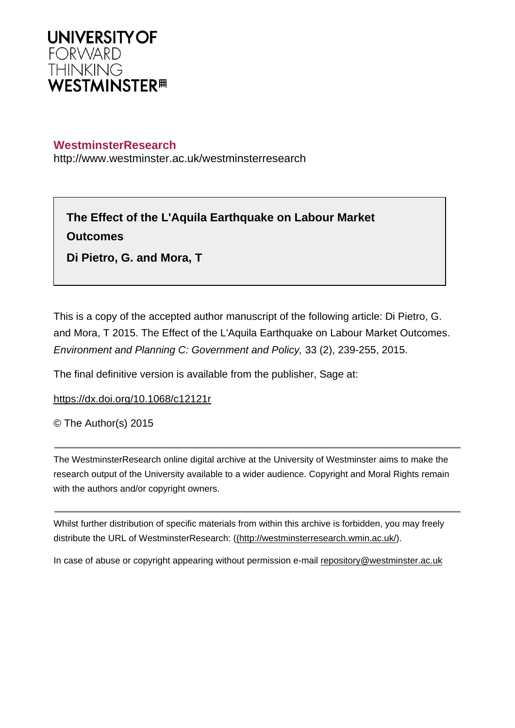**UNIVERSITY OF**
FORWARD
THINKING
**WESTMINSTER**

**WestminsterResearch**
http://www.westminster.ac.uk/westminsterresearch

**The Effect of the L'Aquila Earthquake on Labour Market Outcomes**

**Di Pietro, G. and Mora, T**

This is a copy of the accepted author manuscript of the following article: Di Pietro, G. and Mora, T 2015. The Effect of the L'Aquila Earthquake on Labour Market Outcomes. *Environment and Planning C: Government and Policy,* 33 (2), 239-255, 2015.

The final definitive version is available from the publisher, Sage at:

https://dx.doi.org/10.1068/c12121r

© The Author(s) 2015

---

The WestminsterResearch online digital archive at the University of Westminster aims to make the research output of the University available to a wider audience. Copyright and Moral Rights remain with the authors and/or copyright owners.

---

Whilst further distribution of specific materials from within this archive is forbidden, you may freely distribute the URL of WestminsterResearch: ((http://westminsterresearch.wmin.ac.uk/).

In case of abuse or copyright appearing without permission e-mail repository@westminster.ac.uk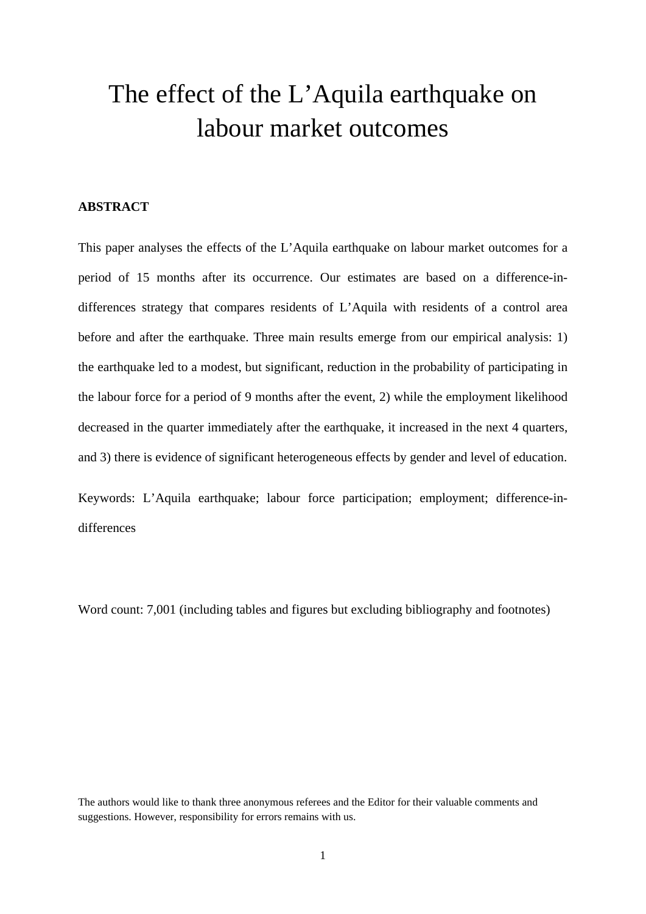# The effect of the L'Aquila earthquake on labour market outcomes

**ABSTRACT**

This paper analyses the effects of the L'Aquila earthquake on labour market outcomes for a period of 15 months after its occurrence. Our estimates are based on a difference-in-differences strategy that compares residents of L'Aquila with residents of a control area before and after the earthquake. Three main results emerge from our empirical analysis: 1) the earthquake led to a modest, but significant, reduction in the probability of participating in the labour force for a period of 9 months after the event, 2) while the employment likelihood decreased in the quarter immediately after the earthquake, it increased in the next 4 quarters, and 3) there is evidence of significant heterogeneous effects by gender and level of education.

Keywords: L'Aquila earthquake; labour force participation; employment; difference-in-differences

Word count: 7,001 (including tables and figures but excluding bibliography and footnotes)

The authors would like to thank three anonymous referees and the Editor for their valuable comments and suggestions. However, responsibility for errors remains with us.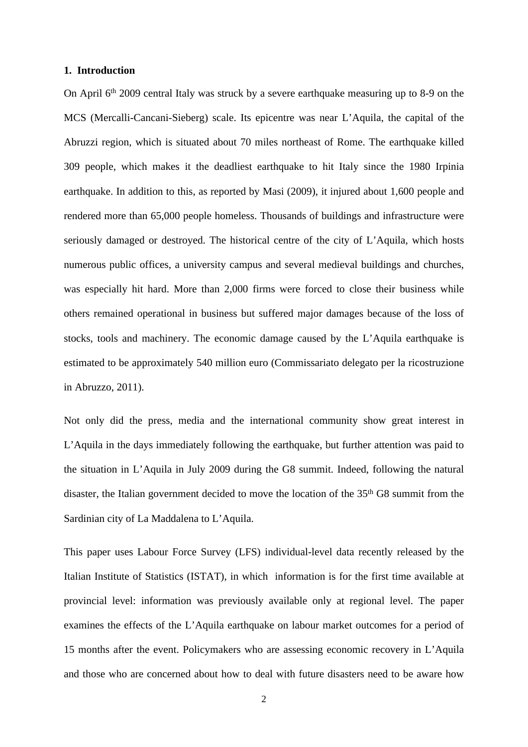## 1. Introduction

On April 6th 2009 central Italy was struck by a severe earthquake measuring up to 8-9 on the MCS (Mercalli-Cancani-Sieberg) scale. Its epicentre was near L'Aquila, the capital of the Abruzzi region, which is situated about 70 miles northeast of Rome. The earthquake killed 309 people, which makes it the deadliest earthquake to hit Italy since the 1980 Irpinia earthquake. In addition to this, as reported by Masi (2009), it injured about 1,600 people and rendered more than 65,000 people homeless. Thousands of buildings and infrastructure were seriously damaged or destroyed. The historical centre of the city of L'Aquila, which hosts numerous public offices, a university campus and several medieval buildings and churches, was especially hit hard. More than 2,000 firms were forced to close their business while others remained operational in business but suffered major damages because of the loss of stocks, tools and machinery. The economic damage caused by the L'Aquila earthquake is estimated to be approximately 540 million euro (Commissariato delegato per la ricostruzione in Abruzzo, 2011).

Not only did the press, media and the international community show great interest in L'Aquila in the days immediately following the earthquake, but further attention was paid to the situation in L'Aquila in July 2009 during the G8 summit. Indeed, following the natural disaster, the Italian government decided to move the location of the 35th G8 summit from the Sardinian city of La Maddalena to L'Aquila.

This paper uses Labour Force Survey (LFS) individual-level data recently released by the Italian Institute of Statistics (ISTAT), in which information is for the first time available at provincial level: information was previously available only at regional level. The paper examines the effects of the L'Aquila earthquake on labour market outcomes for a period of 15 months after the event. Policymakers who are assessing economic recovery in L'Aquila and those who are concerned about how to deal with future disasters need to be aware how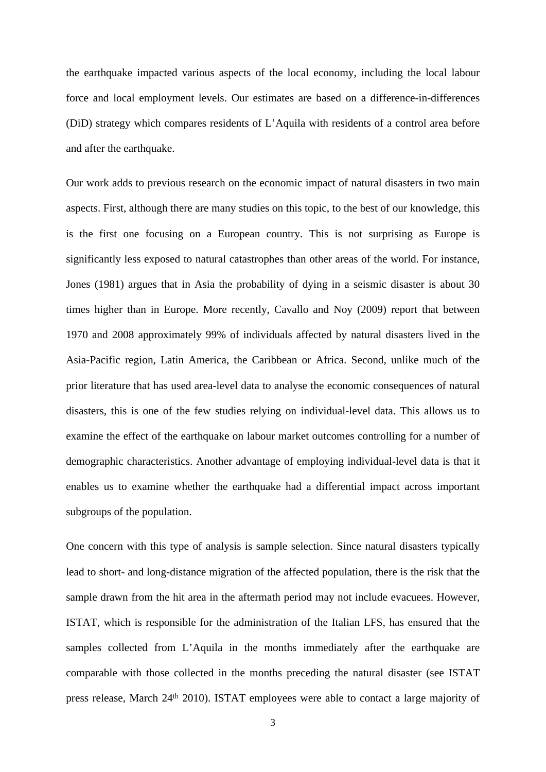the earthquake impacted various aspects of the local economy, including the local labour force and local employment levels. Our estimates are based on a difference-in-differences (DiD) strategy which compares residents of L'Aquila with residents of a control area before and after the earthquake.

Our work adds to previous research on the economic impact of natural disasters in two main aspects. First, although there are many studies on this topic, to the best of our knowledge, this is the first one focusing on a European country. This is not surprising as Europe is significantly less exposed to natural catastrophes than other areas of the world. For instance, Jones (1981) argues that in Asia the probability of dying in a seismic disaster is about 30 times higher than in Europe. More recently, Cavallo and Noy (2009) report that between 1970 and 2008 approximately 99% of individuals affected by natural disasters lived in the Asia-Pacific region, Latin America, the Caribbean or Africa. Second, unlike much of the prior literature that has used area-level data to analyse the economic consequences of natural disasters, this is one of the few studies relying on individual-level data. This allows us to examine the effect of the earthquake on labour market outcomes controlling for a number of demographic characteristics. Another advantage of employing individual-level data is that it enables us to examine whether the earthquake had a differential impact across important subgroups of the population.

One concern with this type of analysis is sample selection. Since natural disasters typically lead to short- and long-distance migration of the affected population, there is the risk that the sample drawn from the hit area in the aftermath period may not include evacuees. However, ISTAT, which is responsible for the administration of the Italian LFS, has ensured that the samples collected from L'Aquila in the months immediately after the earthquake are comparable with those collected in the months preceding the natural disaster (see ISTAT press release, March 24th 2010). ISTAT employees were able to contact a large majority of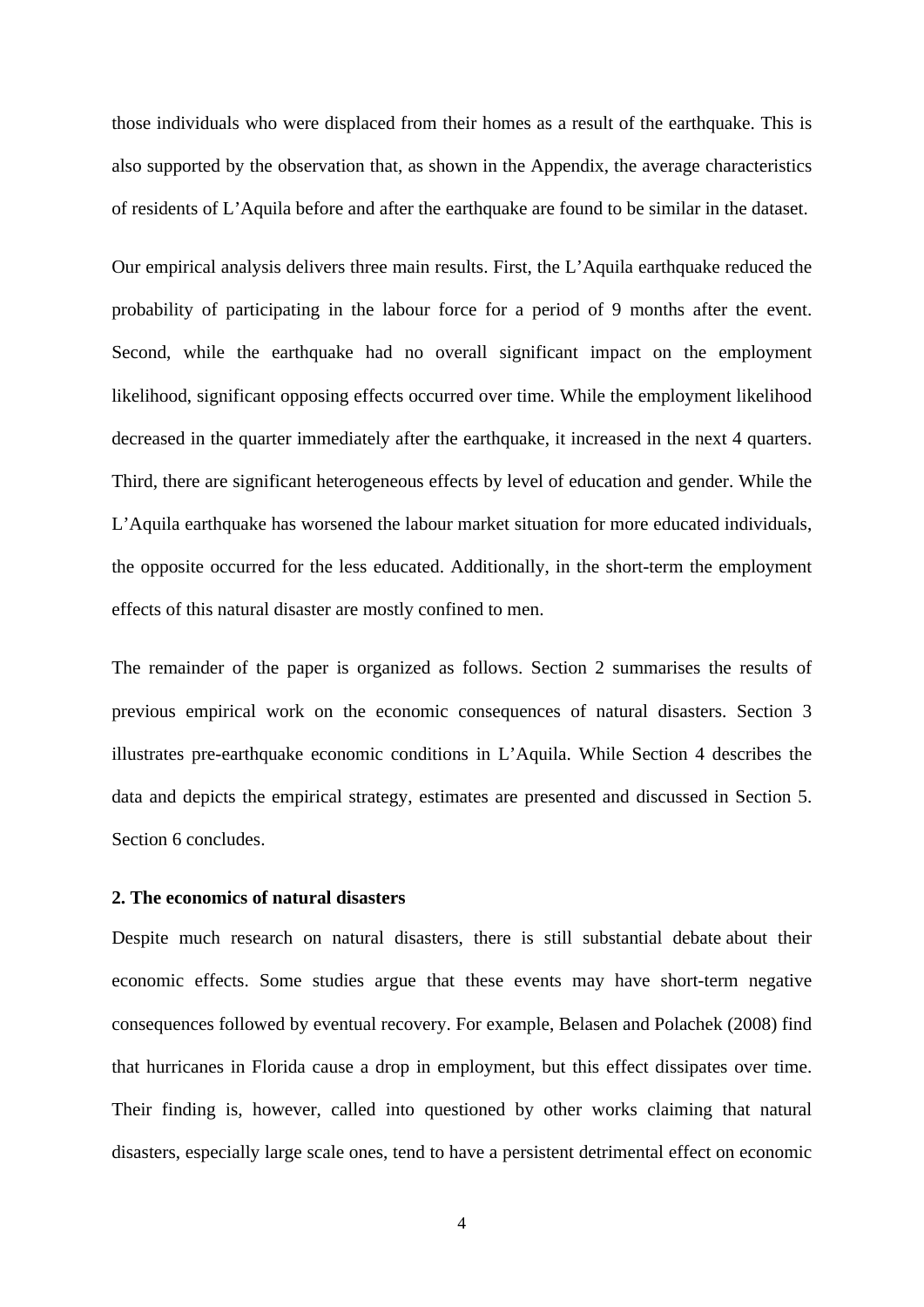those individuals who were displaced from their homes as a result of the earthquake. This is also supported by the observation that, as shown in the Appendix, the average characteristics of residents of L'Aquila before and after the earthquake are found to be similar in the dataset.

Our empirical analysis delivers three main results. First, the L'Aquila earthquake reduced the probability of participating in the labour force for a period of 9 months after the event. Second, while the earthquake had no overall significant impact on the employment likelihood, significant opposing effects occurred over time. While the employment likelihood decreased in the quarter immediately after the earthquake, it increased in the next 4 quarters. Third, there are significant heterogeneous effects by level of education and gender. While the L'Aquila earthquake has worsened the labour market situation for more educated individuals, the opposite occurred for the less educated. Additionally, in the short-term the employment effects of this natural disaster are mostly confined to men.

The remainder of the paper is organized as follows. Section 2 summarises the results of previous empirical work on the economic consequences of natural disasters. Section 3 illustrates pre-earthquake economic conditions in L'Aquila. While Section 4 describes the data and depicts the empirical strategy, estimates are presented and discussed in Section 5. Section 6 concludes.

## 2. The economics of natural disasters

Despite much research on natural disasters, there is still substantial debate about their economic effects. Some studies argue that these events may have short-term negative consequences followed by eventual recovery. For example, Belasen and Polachek (2008) find that hurricanes in Florida cause a drop in employment, but this effect dissipates over time. Their finding is, however, called into questioned by other works claiming that natural disasters, especially large scale ones, tend to have a persistent detrimental effect on economic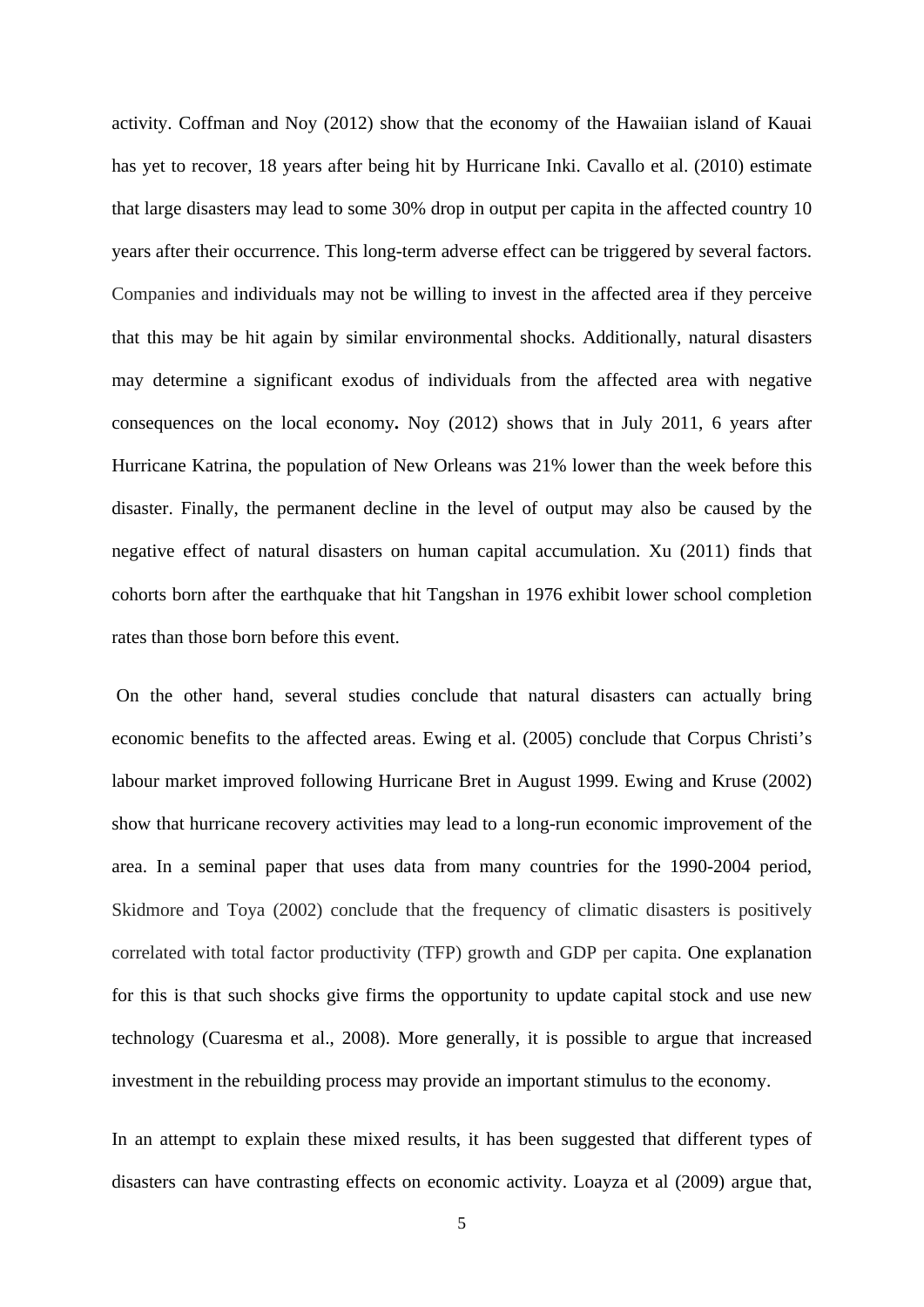activity. Coffman and Noy (2012) show that the economy of the Hawaiian island of Kauai has yet to recover, 18 years after being hit by Hurricane Inki. Cavallo et al. (2010) estimate that large disasters may lead to some 30% drop in output per capita in the affected country 10 years after their occurrence. This long-term adverse effect can be triggered by several factors. Companies and individuals may not be willing to invest in the affected area if they perceive that this may be hit again by similar environmental shocks. Additionally, natural disasters may determine a significant exodus of individuals from the affected area with negative consequences on the local economy**.** Noy (2012) shows that in July 2011, 6 years after Hurricane Katrina, the population of New Orleans was 21% lower than the week before this disaster. Finally, the permanent decline in the level of output may also be caused by the negative effect of natural disasters on human capital accumulation. Xu (2011) finds that cohorts born after the earthquake that hit Tangshan in 1976 exhibit lower school completion rates than those born before this event.

On the other hand, several studies conclude that natural disasters can actually bring economic benefits to the affected areas. Ewing et al. (2005) conclude that Corpus Christi's labour market improved following Hurricane Bret in August 1999. Ewing and Kruse (2002) show that hurricane recovery activities may lead to a long-run economic improvement of the area. In a seminal paper that uses data from many countries for the 1990-2004 period, Skidmore and Toya (2002) conclude that the frequency of climatic disasters is positively correlated with total factor productivity (TFP) growth and GDP per capita. One explanation for this is that such shocks give firms the opportunity to update capital stock and use new technology (Cuaresma et al., 2008). More generally, it is possible to argue that increased investment in the rebuilding process may provide an important stimulus to the economy.

In an attempt to explain these mixed results, it has been suggested that different types of disasters can have contrasting effects on economic activity. Loayza et al (2009) argue that,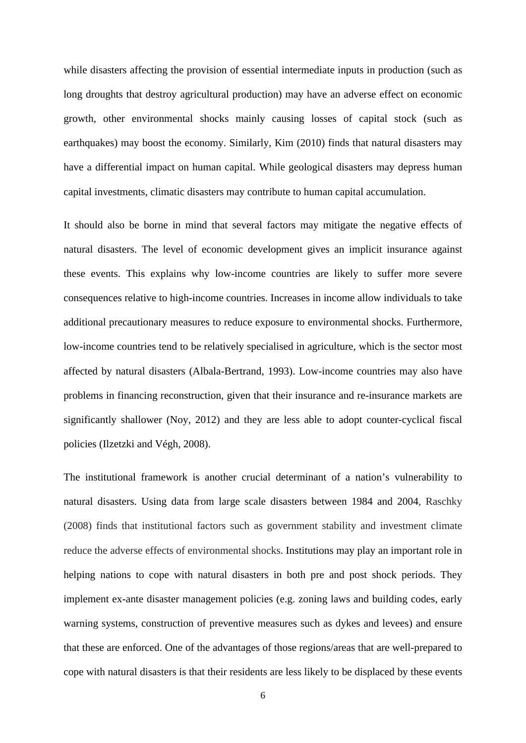while disasters affecting the provision of essential intermediate inputs in production (such as long droughts that destroy agricultural production) may have an adverse effect on economic growth, other environmental shocks mainly causing losses of capital stock (such as earthquakes) may boost the economy. Similarly, Kim (2010) finds that natural disasters may have a differential impact on human capital. While geological disasters may depress human capital investments, climatic disasters may contribute to human capital accumulation.

It should also be borne in mind that several factors may mitigate the negative effects of natural disasters. The level of economic development gives an implicit insurance against these events. This explains why low-income countries are likely to suffer more severe consequences relative to high-income countries. Increases in income allow individuals to take additional precautionary measures to reduce exposure to environmental shocks. Furthermore, low-income countries tend to be relatively specialised in agriculture, which is the sector most affected by natural disasters (Albala-Bertrand, 1993). Low-income countries may also have problems in financing reconstruction, given that their insurance and re-insurance markets are significantly shallower (Noy, 2012) and they are less able to adopt counter-cyclical fiscal policies (Ilzetzki and Végh, 2008).

The institutional framework is another crucial determinant of a nation's vulnerability to natural disasters. Using data from large scale disasters between 1984 and 2004, Raschky (2008) finds that institutional factors such as government stability and investment climate reduce the adverse effects of environmental shocks. Institutions may play an important role in helping nations to cope with natural disasters in both pre and post shock periods. They implement ex-ante disaster management policies (e.g. zoning laws and building codes, early warning systems, construction of preventive measures such as dykes and levees) and ensure that these are enforced. One of the advantages of those regions/areas that are well-prepared to cope with natural disasters is that their residents are less likely to be displaced by these events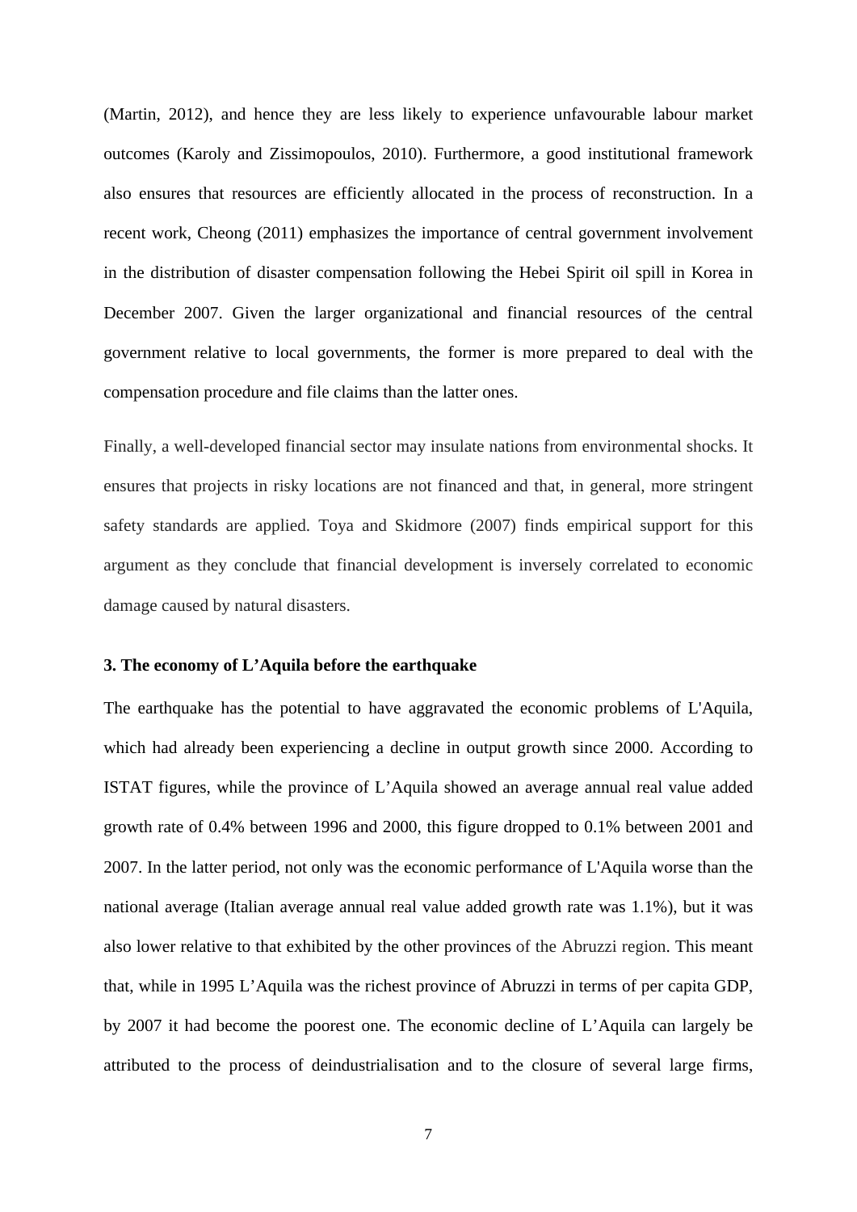(Martin, 2012), and hence they are less likely to experience unfavourable labour market outcomes (Karoly and Zissimopoulos, 2010). Furthermore, a good institutional framework also ensures that resources are efficiently allocated in the process of reconstruction. In a recent work, Cheong (2011) emphasizes the importance of central government involvement in the distribution of disaster compensation following the Hebei Spirit oil spill in Korea in December 2007. Given the larger organizational and financial resources of the central government relative to local governments, the former is more prepared to deal with the compensation procedure and file claims than the latter ones.

Finally, a well-developed financial sector may insulate nations from environmental shocks. It ensures that projects in risky locations are not financed and that, in general, more stringent safety standards are applied. Toya and Skidmore (2007) finds empirical support for this argument as they conclude that financial development is inversely correlated to economic damage caused by natural disasters.

### 3. The economy of L'Aquila before the earthquake

The earthquake has the potential to have aggravated the economic problems of L'Aquila, which had already been experiencing a decline in output growth since 2000. According to ISTAT figures, while the province of L'Aquila showed an average annual real value added growth rate of 0.4% between 1996 and 2000, this figure dropped to 0.1% between 2001 and 2007. In the latter period, not only was the economic performance of L'Aquila worse than the national average (Italian average annual real value added growth rate was 1.1%), but it was also lower relative to that exhibited by the other provinces of the Abruzzi region. This meant that, while in 1995 L'Aquila was the richest province of Abruzzi in terms of per capita GDP, by 2007 it had become the poorest one. The economic decline of L'Aquila can largely be attributed to the process of deindustrialisation and to the closure of several large firms,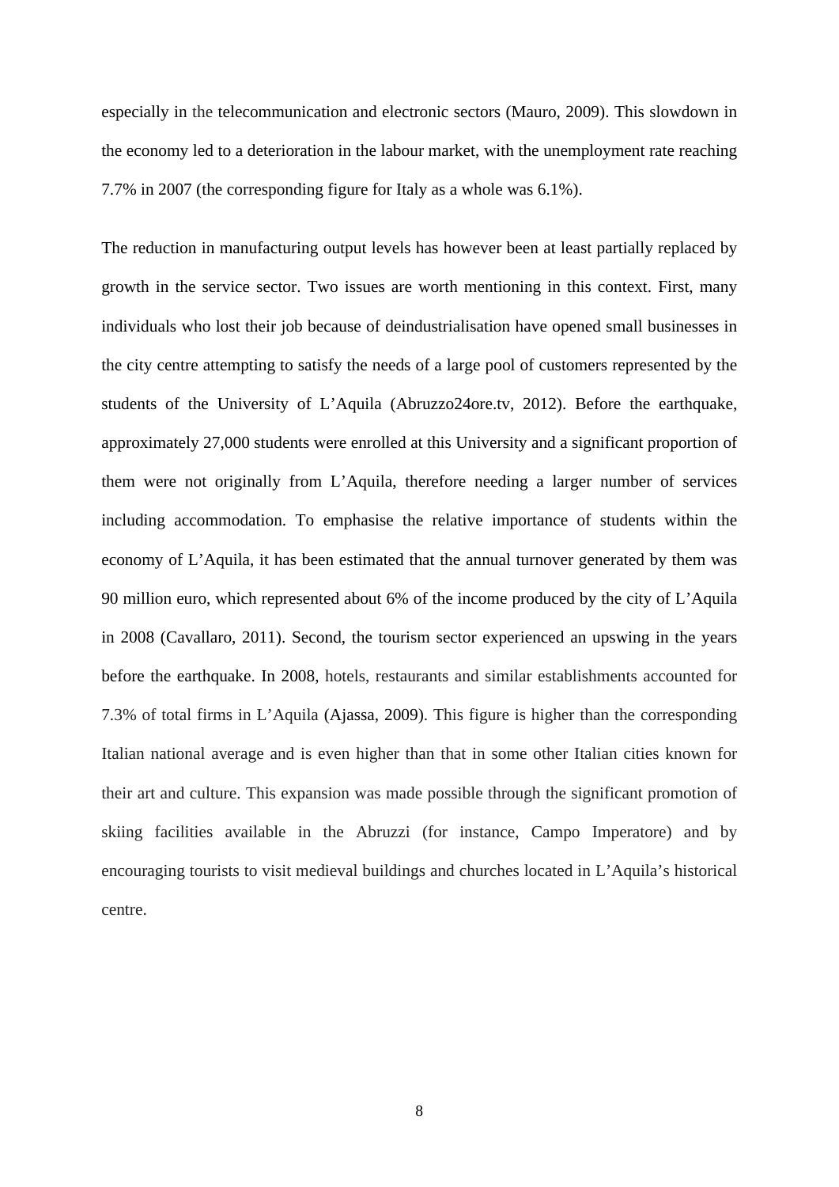especially in the telecommunication and electronic sectors (Mauro, 2009). This slowdown in the economy led to a deterioration in the labour market, with the unemployment rate reaching 7.7% in 2007 (the corresponding figure for Italy as a whole was 6.1%).

The reduction in manufacturing output levels has however been at least partially replaced by growth in the service sector. Two issues are worth mentioning in this context. First, many individuals who lost their job because of deindustrialisation have opened small businesses in the city centre attempting to satisfy the needs of a large pool of customers represented by the students of the University of L'Aquila (Abruzzo24ore.tv, 2012). Before the earthquake, approximately 27,000 students were enrolled at this University and a significant proportion of them were not originally from L'Aquila, therefore needing a larger number of services including accommodation. To emphasise the relative importance of students within the economy of L'Aquila, it has been estimated that the annual turnover generated by them was 90 million euro, which represented about 6% of the income produced by the city of L'Aquila in 2008 (Cavallaro, 2011). Second, the tourism sector experienced an upswing in the years before the earthquake. In 2008, hotels, restaurants and similar establishments accounted for 7.3% of total firms in L'Aquila (Ajassa, 2009). This figure is higher than the corresponding Italian national average and is even higher than that in some other Italian cities known for their art and culture. This expansion was made possible through the significant promotion of skiing facilities available in the Abruzzi (for instance, Campo Imperatore) and by encouraging tourists to visit medieval buildings and churches located in L'Aquila's historical centre.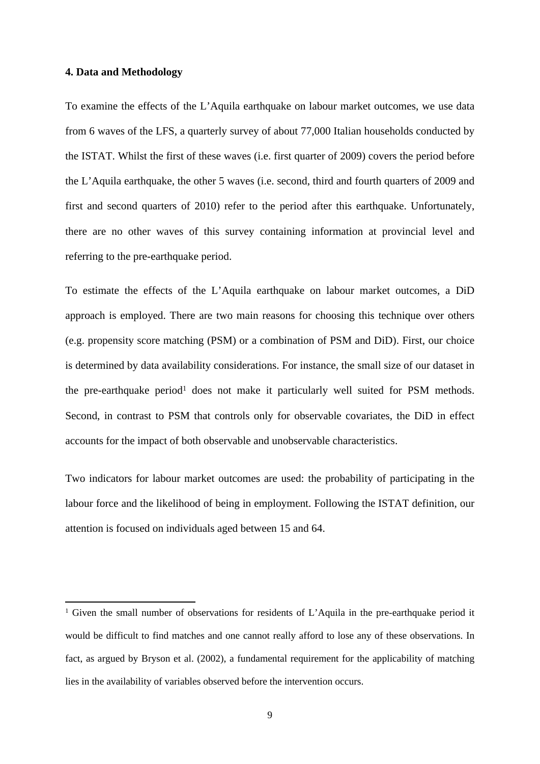## 4. Data and Methodology

To examine the effects of the L'Aquila earthquake on labour market outcomes, we use data from 6 waves of the LFS, a quarterly survey of about 77,000 Italian households conducted by the ISTAT. Whilst the first of these waves (i.e. first quarter of 2009) covers the period before the L'Aquila earthquake, the other 5 waves (i.e. second, third and fourth quarters of 2009 and first and second quarters of 2010) refer to the period after this earthquake. Unfortunately, there are no other waves of this survey containing information at provincial level and referring to the pre-earthquake period.

To estimate the effects of the L'Aquila earthquake on labour market outcomes, a DiD approach is employed. There are two main reasons for choosing this technique over others (e.g. propensity score matching (PSM) or a combination of PSM and DiD). First, our choice is determined by data availability considerations. For instance, the small size of our dataset in the pre-earthquake period[1] does not make it particularly well suited for PSM methods. Second, in contrast to PSM that controls only for observable covariates, the DiD in effect accounts for the impact of both observable and unobservable characteristics.

Two indicators for labour market outcomes are used: the probability of participating in the labour force and the likelihood of being in employment. Following the ISTAT definition, our attention is focused on individuals aged between 15 and 64.

[1] Given the small number of observations for residents of L'Aquila in the pre-earthquake period it would be difficult to find matches and one cannot really afford to lose any of these observations. In fact, as argued by Bryson et al. (2002), a fundamental requirement for the applicability of matching lies in the availability of variables observed before the intervention occurs.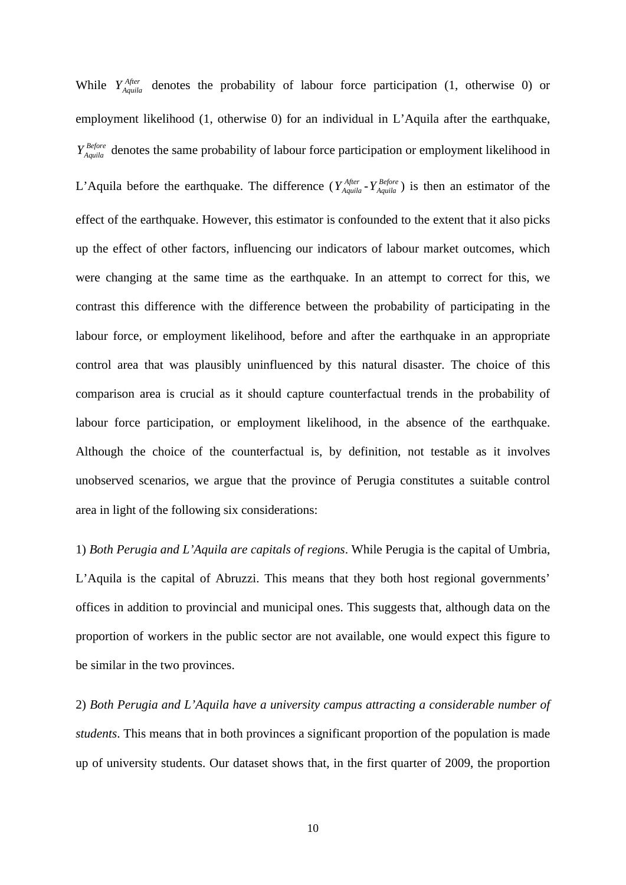While $Y_{Aquila}^{After}$ denotes the probability of labour force participation (1, otherwise 0) or employment likelihood (1, otherwise 0) for an individual in L'Aquila after the earthquake, $Y_{Aquila}^{Before}$ denotes the same probability of labour force participation or employment likelihood in L'Aquila before the earthquake. The difference ($Y_{Aquila}^{After}$ - $Y_{Aquila}^{Before}$) is then an estimator of the effect of the earthquake. However, this estimator is confounded to the extent that it also picks up the effect of other factors, influencing our indicators of labour market outcomes, which were changing at the same time as the earthquake. In an attempt to correct for this, we contrast this difference with the difference between the probability of participating in the labour force, or employment likelihood, before and after the earthquake in an appropriate control area that was plausibly uninfluenced by this natural disaster. The choice of this comparison area is crucial as it should capture counterfactual trends in the probability of labour force participation, or employment likelihood, in the absence of the earthquake. Although the choice of the counterfactual is, by definition, not testable as it involves unobserved scenarios, we argue that the province of Perugia constitutes a suitable control area in light of the following six considerations:

1) *Both Perugia and L'Aquila are capitals of regions*. While Perugia is the capital of Umbria, L'Aquila is the capital of Abruzzi. This means that they both host regional governments' offices in addition to provincial and municipal ones. This suggests that, although data on the proportion of workers in the public sector are not available, one would expect this figure to be similar in the two provinces.

2) *Both Perugia and L'Aquila have a university campus attracting a considerable number of students*. This means that in both provinces a significant proportion of the population is made up of university students. Our dataset shows that, in the first quarter of 2009, the proportion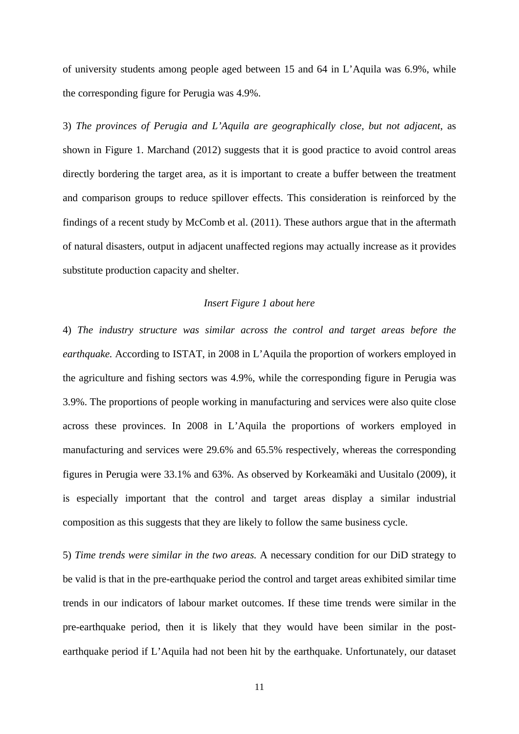of university students among people aged between 15 and 64 in L'Aquila was 6.9%, while the corresponding figure for Perugia was 4.9%.

3) *The provinces of Perugia and L'Aquila are geographically close, but not adjacent*, as shown in Figure 1. Marchand (2012) suggests that it is good practice to avoid control areas directly bordering the target area, as it is important to create a buffer between the treatment and comparison groups to reduce spillover effects. This consideration is reinforced by the findings of a recent study by McComb et al. (2011). These authors argue that in the aftermath of natural disasters, output in adjacent unaffected regions may actually increase as it provides substitute production capacity and shelter.

*Insert Figure 1 about here*

4) *The industry structure was similar across the control and target areas before the earthquake.* According to ISTAT, in 2008 in L'Aquila the proportion of workers employed in the agriculture and fishing sectors was 4.9%, while the corresponding figure in Perugia was 3.9%. The proportions of people working in manufacturing and services were also quite close across these provinces. In 2008 in L'Aquila the proportions of workers employed in manufacturing and services were 29.6% and 65.5% respectively, whereas the corresponding figures in Perugia were 33.1% and 63%. As observed by Korkeamäki and Uusitalo (2009), it is especially important that the control and target areas display a similar industrial composition as this suggests that they are likely to follow the same business cycle.

5) *Time trends were similar in the two areas.* A necessary condition for our DiD strategy to be valid is that in the pre-earthquake period the control and target areas exhibited similar time trends in our indicators of labour market outcomes. If these time trends were similar in the pre-earthquake period, then it is likely that they would have been similar in the post-earthquake period if L'Aquila had not been hit by the earthquake. Unfortunately, our dataset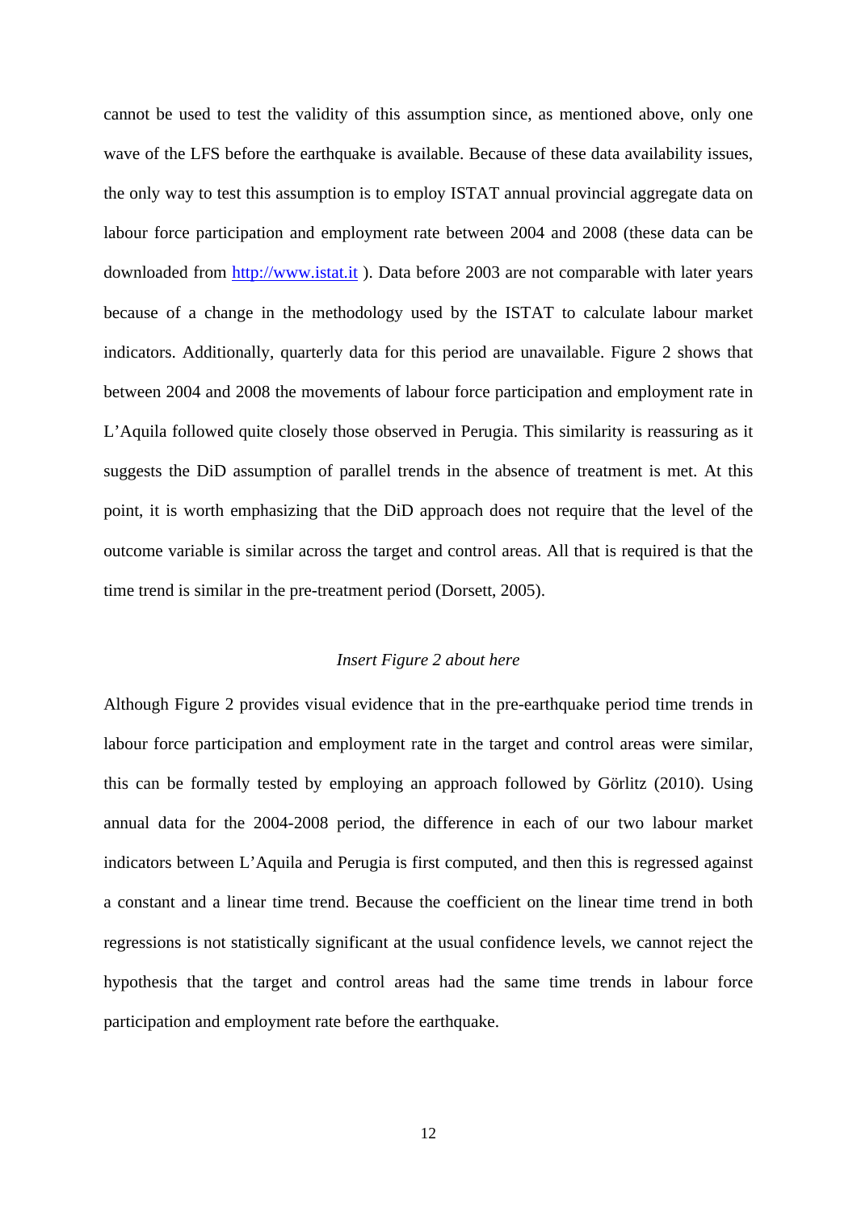cannot be used to test the validity of this assumption since, as mentioned above, only one wave of the LFS before the earthquake is available. Because of these data availability issues, the only way to test this assumption is to employ ISTAT annual provincial aggregate data on labour force participation and employment rate between 2004 and 2008 (these data can be downloaded from http://www.istat.it ). Data before 2003 are not comparable with later years because of a change in the methodology used by the ISTAT to calculate labour market indicators. Additionally, quarterly data for this period are unavailable. Figure 2 shows that between 2004 and 2008 the movements of labour force participation and employment rate in L'Aquila followed quite closely those observed in Perugia. This similarity is reassuring as it suggests the DiD assumption of parallel trends in the absence of treatment is met. At this point, it is worth emphasizing that the DiD approach does not require that the level of the outcome variable is similar across the target and control areas. All that is required is that the time trend is similar in the pre-treatment period (Dorsett, 2005).

*Insert Figure 2 about here*

Although Figure 2 provides visual evidence that in the pre-earthquake period time trends in labour force participation and employment rate in the target and control areas were similar, this can be formally tested by employing an approach followed by Görlitz (2010). Using annual data for the 2004-2008 period, the difference in each of our two labour market indicators between L'Aquila and Perugia is first computed, and then this is regressed against a constant and a linear time trend. Because the coefficient on the linear time trend in both regressions is not statistically significant at the usual confidence levels, we cannot reject the hypothesis that the target and control areas had the same time trends in labour force participation and employment rate before the earthquake.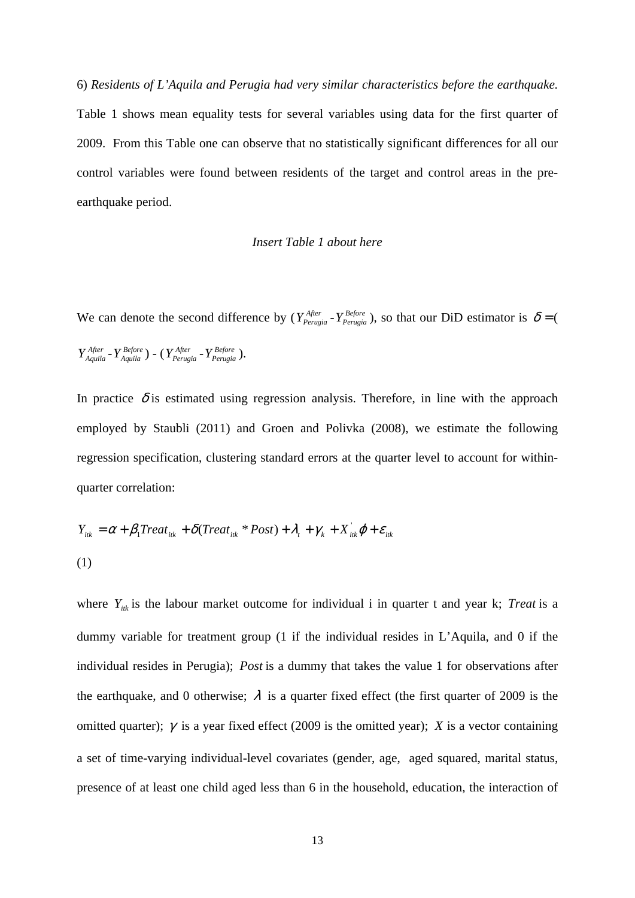6) *Residents of L'Aquila and Perugia had very similar characteristics before the earthquake.* Table 1 shows mean equality tests for several variables using data for the first quarter of 2009. From this Table one can observe that no statistically significant differences for all our control variables were found between residents of the target and control areas in the pre-earthquake period.

*Insert Table 1 about here*

We can denote the second difference by ($Y^{After}_{Perugia}$ - $Y^{Before}_{Perugia}$), so that our DiD estimator is $\delta =$( $Y^{After}_{Aquila}$ - $Y^{Before}_{Aquila}$ ) - ( $Y^{After}_{Perugia}$ - $Y^{Before}_{Perugia}$ ).

In practice $\delta$ is estimated using regression analysis. Therefore, in line with the approach employed by Staubli (2011) and Groen and Polivka (2008), we estimate the following regression specification, clustering standard errors at the quarter level to account for within-quarter correlation:

$$Y_{itk} = \alpha + \beta_1 Treat_{itk} + \delta(Treat_{itk} * Post) + \lambda_t + \gamma_k + X^{'}_{itk}\varphi + \varepsilon_{itk}$$

(1)

where $Y_{itk}$ is the labour market outcome for individual i in quarter t and year k; *Treat* is a dummy variable for treatment group (1 if the individual resides in L'Aquila, and 0 if the individual resides in Perugia); *Post* is a dummy that takes the value 1 for observations after the earthquake, and 0 otherwise; $\lambda$ is a quarter fixed effect (the first quarter of 2009 is the omitted quarter); $\gamma$ is a year fixed effect (2009 is the omitted year); *X* is a vector containing a set of time-varying individual-level covariates (gender, age, aged squared, marital status, presence of at least one child aged less than 6 in the household, education, the interaction of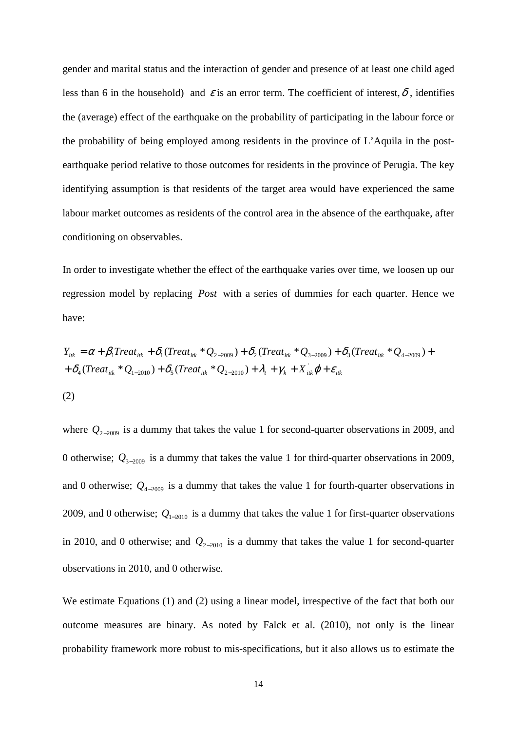gender and marital status and the interaction of gender and presence of at least one child aged less than 6 in the household) and $\varepsilon$ is an error term. The coefficient of interest, $\delta$, identifies the (average) effect of the earthquake on the probability of participating in the labour force or the probability of being employed among residents in the province of L'Aquila in the post-earthquake period relative to those outcomes for residents in the province of Perugia. The key identifying assumption is that residents of the target area would have experienced the same labour market outcomes as residents of the control area in the absence of the earthquake, after conditioning on observables.

In order to investigate whether the effect of the earthquake varies over time, we loosen up our regression model by replacing *Post* with a series of dummies for each quarter. Hence we have:

$$
\begin{aligned}
Y_{itk} = {} & \alpha + \beta_1 Treat_{itk} + \delta_1 (Treat_{itk} * Q_{2-2009}) + \delta_2 (Treat_{itk} * Q_{3-2009}) + \delta_3 (Treat_{itk} * Q_{4-2009}) + \\
& + \delta_4 (Treat_{itk} * Q_{1-2010}) + \delta_5 (Treat_{itk} * Q_{2-2010}) + \lambda_t + \gamma_k + X'_{itk}\varphi + \varepsilon_{itk}
\end{aligned}
$$

(2)

where $Q_{2-2009}$ is a dummy that takes the value 1 for second-quarter observations in 2009, and 0 otherwise; $Q_{3-2009}$ is a dummy that takes the value 1 for third-quarter observations in 2009, and 0 otherwise; $Q_{4-2009}$ is a dummy that takes the value 1 for fourth-quarter observations in 2009, and 0 otherwise; $Q_{1-2010}$ is a dummy that takes the value 1 for first-quarter observations in 2010, and 0 otherwise; and $Q_{2-2010}$ is a dummy that takes the value 1 for second-quarter observations in 2010, and 0 otherwise.

We estimate Equations (1) and (2) using a linear model, irrespective of the fact that both our outcome measures are binary. As noted by Falck et al. (2010), not only is the linear probability framework more robust to mis-specifications, but it also allows us to estimate the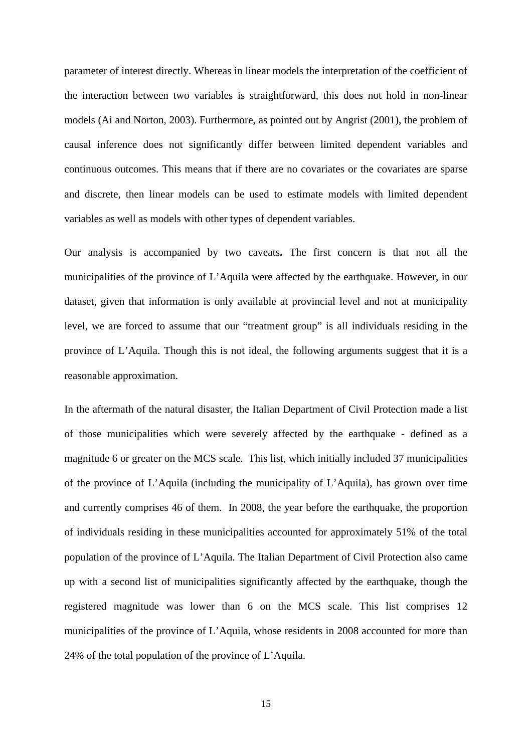parameter of interest directly. Whereas in linear models the interpretation of the coefficient of the interaction between two variables is straightforward, this does not hold in non-linear models (Ai and Norton, 2003). Furthermore, as pointed out by Angrist (2001), the problem of causal inference does not significantly differ between limited dependent variables and continuous outcomes. This means that if there are no covariates or the covariates are sparse and discrete, then linear models can be used to estimate models with limited dependent variables as well as models with other types of dependent variables.

Our analysis is accompanied by two caveats**.** The first concern is that not all the municipalities of the province of L'Aquila were affected by the earthquake. However, in our dataset, given that information is only available at provincial level and not at municipality level, we are forced to assume that our "treatment group" is all individuals residing in the province of L'Aquila. Though this is not ideal, the following arguments suggest that it is a reasonable approximation.

In the aftermath of the natural disaster, the Italian Department of Civil Protection made a list of those municipalities which were severely affected by the earthquake - defined as a magnitude 6 or greater on the MCS scale. This list, which initially included 37 municipalities of the province of L'Aquila (including the municipality of L'Aquila), has grown over time and currently comprises 46 of them. In 2008, the year before the earthquake, the proportion of individuals residing in these municipalities accounted for approximately 51% of the total population of the province of L'Aquila. The Italian Department of Civil Protection also came up with a second list of municipalities significantly affected by the earthquake, though the registered magnitude was lower than 6 on the MCS scale. This list comprises 12 municipalities of the province of L'Aquila, whose residents in 2008 accounted for more than 24% of the total population of the province of L'Aquila.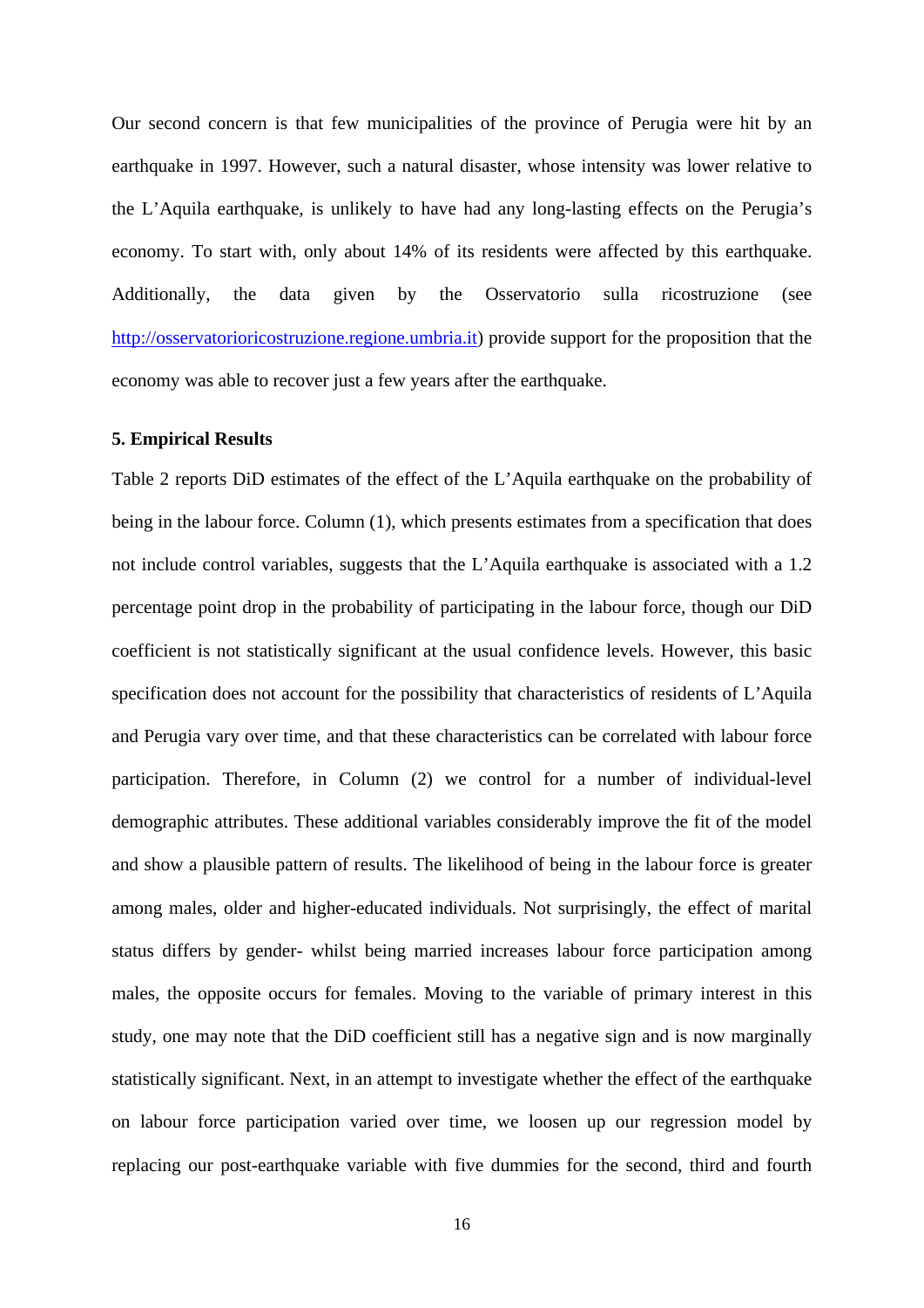Our second concern is that few municipalities of the province of Perugia were hit by an earthquake in 1997. However, such a natural disaster, whose intensity was lower relative to the L'Aquila earthquake, is unlikely to have had any long-lasting effects on the Perugia's economy. To start with, only about 14% of its residents were affected by this earthquake. Additionally, the data given by the Osservatorio sulla ricostruzione (see http://osservatorioricostruzione.regione.umbria.it) provide support for the proposition that the economy was able to recover just a few years after the earthquake.

## 5. Empirical Results

Table 2 reports DiD estimates of the effect of the L'Aquila earthquake on the probability of being in the labour force. Column (1), which presents estimates from a specification that does not include control variables, suggests that the L'Aquila earthquake is associated with a 1.2 percentage point drop in the probability of participating in the labour force, though our DiD coefficient is not statistically significant at the usual confidence levels. However, this basic specification does not account for the possibility that characteristics of residents of L'Aquila and Perugia vary over time, and that these characteristics can be correlated with labour force participation. Therefore, in Column (2) we control for a number of individual-level demographic attributes. These additional variables considerably improve the fit of the model and show a plausible pattern of results. The likelihood of being in the labour force is greater among males, older and higher-educated individuals. Not surprisingly, the effect of marital status differs by gender- whilst being married increases labour force participation among males, the opposite occurs for females. Moving to the variable of primary interest in this study, one may note that the DiD coefficient still has a negative sign and is now marginally statistically significant. Next, in an attempt to investigate whether the effect of the earthquake on labour force participation varied over time, we loosen up our regression model by replacing our post-earthquake variable with five dummies for the second, third and fourth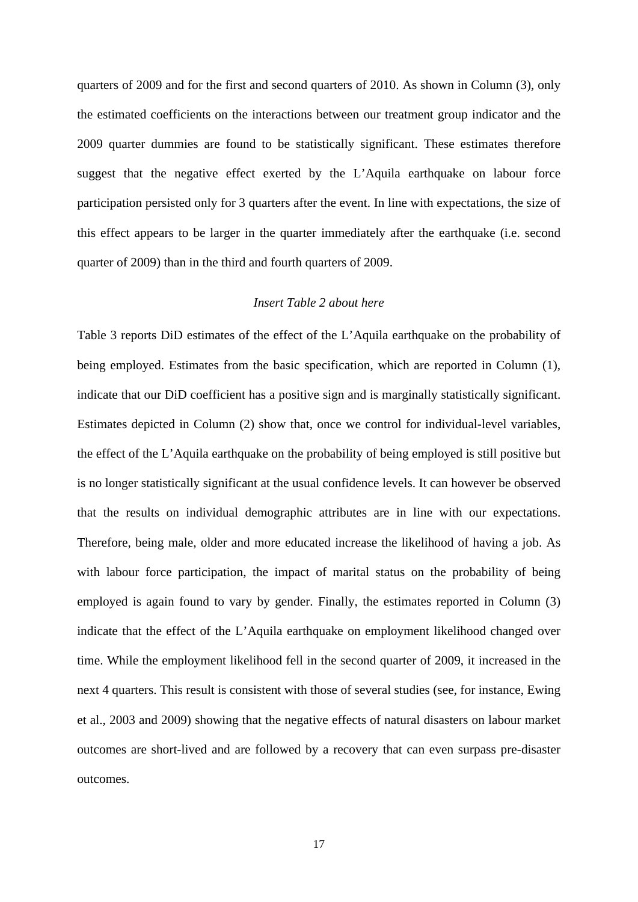quarters of 2009 and for the first and second quarters of 2010. As shown in Column (3), only the estimated coefficients on the interactions between our treatment group indicator and the 2009 quarter dummies are found to be statistically significant. These estimates therefore suggest that the negative effect exerted by the L'Aquila earthquake on labour force participation persisted only for 3 quarters after the event. In line with expectations, the size of this effect appears to be larger in the quarter immediately after the earthquake (i.e. second quarter of 2009) than in the third and fourth quarters of 2009.

*Insert Table 2 about here*

Table 3 reports DiD estimates of the effect of the L'Aquila earthquake on the probability of being employed. Estimates from the basic specification, which are reported in Column (1), indicate that our DiD coefficient has a positive sign and is marginally statistically significant. Estimates depicted in Column (2) show that, once we control for individual-level variables, the effect of the L'Aquila earthquake on the probability of being employed is still positive but is no longer statistically significant at the usual confidence levels. It can however be observed that the results on individual demographic attributes are in line with our expectations. Therefore, being male, older and more educated increase the likelihood of having a job. As with labour force participation, the impact of marital status on the probability of being employed is again found to vary by gender. Finally, the estimates reported in Column (3) indicate that the effect of the L'Aquila earthquake on employment likelihood changed over time. While the employment likelihood fell in the second quarter of 2009, it increased in the next 4 quarters. This result is consistent with those of several studies (see, for instance, Ewing et al., 2003 and 2009) showing that the negative effects of natural disasters on labour market outcomes are short-lived and are followed by a recovery that can even surpass pre-disaster outcomes.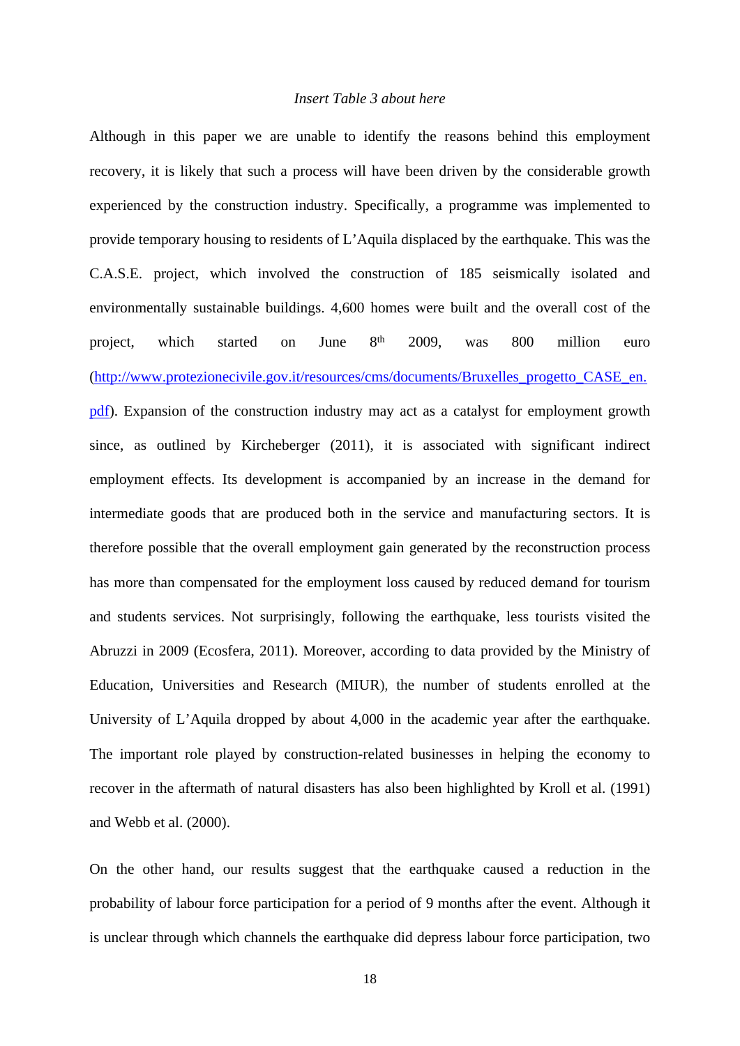*Insert Table 3 about here*

Although in this paper we are unable to identify the reasons behind this employment recovery, it is likely that such a process will have been driven by the considerable growth experienced by the construction industry. Specifically, a programme was implemented to provide temporary housing to residents of L'Aquila displaced by the earthquake. This was the C.A.S.E. project, which involved the construction of 185 seismically isolated and environmentally sustainable buildings. 4,600 homes were built and the overall cost of the project, which started on June 8th 2009, was 800 million euro (http://www.protezionecivile.gov.it/resources/cms/documents/Bruxelles_progetto_CASE_en.pdf). Expansion of the construction industry may act as a catalyst for employment growth since, as outlined by Kircheberger (2011), it is associated with significant indirect employment effects. Its development is accompanied by an increase in the demand for intermediate goods that are produced both in the service and manufacturing sectors. It is therefore possible that the overall employment gain generated by the reconstruction process has more than compensated for the employment loss caused by reduced demand for tourism and students services. Not surprisingly, following the earthquake, less tourists visited the Abruzzi in 2009 (Ecosfera, 2011). Moreover, according to data provided by the Ministry of Education, Universities and Research (MIUR), the number of students enrolled at the University of L'Aquila dropped by about 4,000 in the academic year after the earthquake. The important role played by construction-related businesses in helping the economy to recover in the aftermath of natural disasters has also been highlighted by Kroll et al. (1991) and Webb et al. (2000).

On the other hand, our results suggest that the earthquake caused a reduction in the probability of labour force participation for a period of 9 months after the event. Although it is unclear through which channels the earthquake did depress labour force participation, two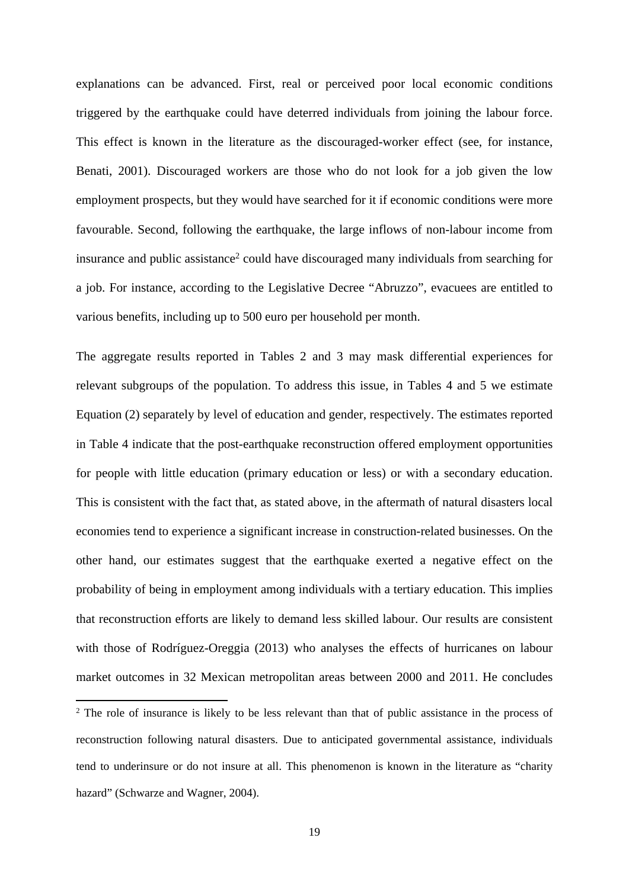explanations can be advanced. First, real or perceived poor local economic conditions triggered by the earthquake could have deterred individuals from joining the labour force. This effect is known in the literature as the discouraged-worker effect (see, for instance, Benati, 2001). Discouraged workers are those who do not look for a job given the low employment prospects, but they would have searched for it if economic conditions were more favourable. Second, following the earthquake, the large inflows of non-labour income from insurance and public assistance[2] could have discouraged many individuals from searching for a job. For instance, according to the Legislative Decree "Abruzzo", evacuees are entitled to various benefits, including up to 500 euro per household per month.

The aggregate results reported in Tables 2 and 3 may mask differential experiences for relevant subgroups of the population. To address this issue, in Tables 4 and 5 we estimate Equation (2) separately by level of education and gender, respectively. The estimates reported in Table 4 indicate that the post-earthquake reconstruction offered employment opportunities for people with little education (primary education or less) or with a secondary education. This is consistent with the fact that, as stated above, in the aftermath of natural disasters local economies tend to experience a significant increase in construction-related businesses. On the other hand, our estimates suggest that the earthquake exerted a negative effect on the probability of being in employment among individuals with a tertiary education. This implies that reconstruction efforts are likely to demand less skilled labour. Our results are consistent with those of Rodríguez-Oreggia (2013) who analyses the effects of hurricanes on labour market outcomes in 32 Mexican metropolitan areas between 2000 and 2011. He concludes

[2] The role of insurance is likely to be less relevant than that of public assistance in the process of reconstruction following natural disasters. Due to anticipated governmental assistance, individuals tend to underinsure or do not insure at all. This phenomenon is known in the literature as "charity hazard" (Schwarze and Wagner, 2004).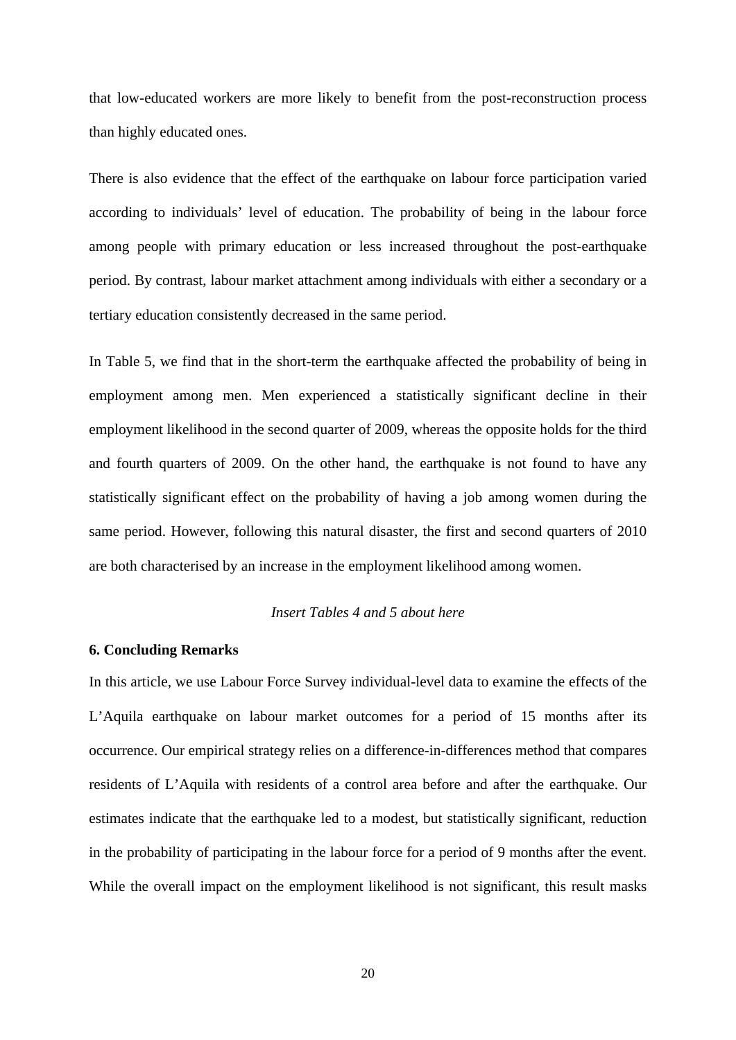that low-educated workers are more likely to benefit from the post-reconstruction process than highly educated ones.

There is also evidence that the effect of the earthquake on labour force participation varied according to individuals' level of education. The probability of being in the labour force among people with primary education or less increased throughout the post-earthquake period. By contrast, labour market attachment among individuals with either a secondary or a tertiary education consistently decreased in the same period.

In Table 5, we find that in the short-term the earthquake affected the probability of being in employment among men. Men experienced a statistically significant decline in their employment likelihood in the second quarter of 2009, whereas the opposite holds for the third and fourth quarters of 2009. On the other hand, the earthquake is not found to have any statistically significant effect on the probability of having a job among women during the same period. However, following this natural disaster, the first and second quarters of 2010 are both characterised by an increase in the employment likelihood among women.

*Insert Tables 4 and 5 about here*

## 6. Concluding Remarks

In this article, we use Labour Force Survey individual-level data to examine the effects of the L'Aquila earthquake on labour market outcomes for a period of 15 months after its occurrence. Our empirical strategy relies on a difference-in-differences method that compares residents of L'Aquila with residents of a control area before and after the earthquake. Our estimates indicate that the earthquake led to a modest, but statistically significant, reduction in the probability of participating in the labour force for a period of 9 months after the event. While the overall impact on the employment likelihood is not significant, this result masks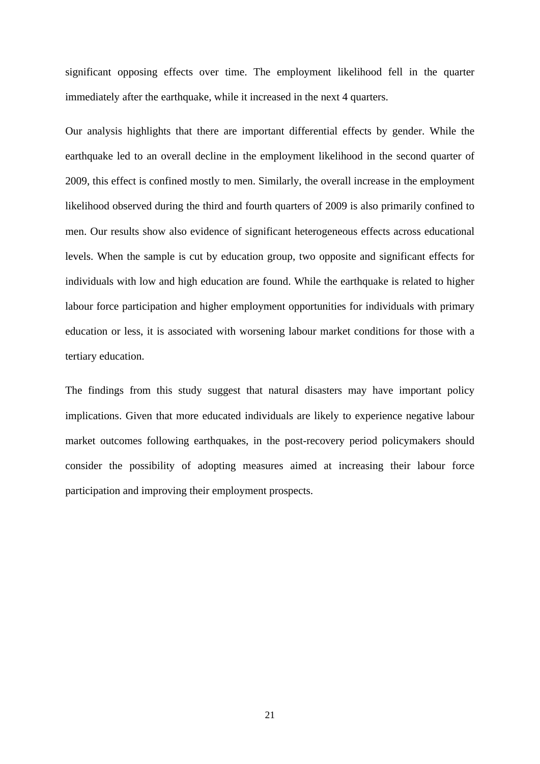significant opposing effects over time. The employment likelihood fell in the quarter immediately after the earthquake, while it increased in the next 4 quarters.

Our analysis highlights that there are important differential effects by gender. While the earthquake led to an overall decline in the employment likelihood in the second quarter of 2009, this effect is confined mostly to men. Similarly, the overall increase in the employment likelihood observed during the third and fourth quarters of 2009 is also primarily confined to men. Our results show also evidence of significant heterogeneous effects across educational levels. When the sample is cut by education group, two opposite and significant effects for individuals with low and high education are found. While the earthquake is related to higher labour force participation and higher employment opportunities for individuals with primary education or less, it is associated with worsening labour market conditions for those with a tertiary education.

The findings from this study suggest that natural disasters may have important policy implications. Given that more educated individuals are likely to experience negative labour market outcomes following earthquakes, in the post-recovery period policymakers should consider the possibility of adopting measures aimed at increasing their labour force participation and improving their employment prospects.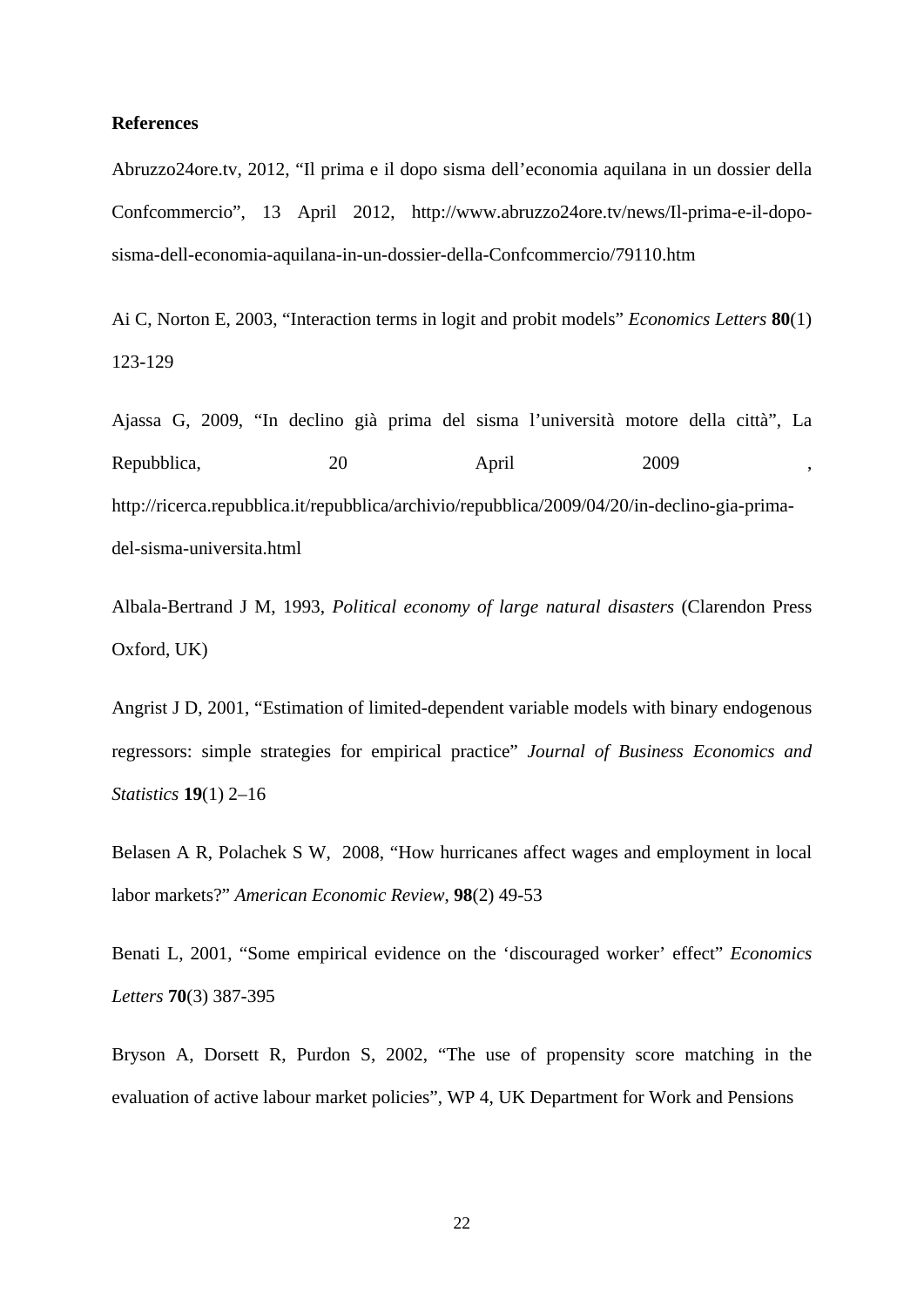**References**

Abruzzo24ore.tv, 2012, "Il prima e il dopo sisma dell'economia aquilana in un dossier della Confcommercio", 13 April 2012, http://www.abruzzo24ore.tv/news/Il-prima-e-il-dopo-sisma-dell-economia-aquilana-in-un-dossier-della-Confcommercio/79110.htm

Ai C, Norton E, 2003, "Interaction terms in logit and probit models" *Economics Letters* **80**(1) 123-129

Ajassa G, 2009, "In declino già prima del sisma l'università motore della città", La Repubblica, 20 April 2009 , http://ricerca.repubblica.it/repubblica/archivio/repubblica/2009/04/20/in-declino-gia-prima-del-sisma-universita.html

Albala-Bertrand J M, 1993, *Political economy of large natural disasters* (Clarendon Press Oxford, UK)

Angrist J D, 2001, "Estimation of limited-dependent variable models with binary endogenous regressors: simple strategies for empirical practice" *Journal of Business Economics and Statistics* **19**(1) 2–16

Belasen A R, Polachek S W, 2008, "How hurricanes affect wages and employment in local labor markets?" *American Economic Review*, **98**(2) 49-53

Benati L, 2001, "Some empirical evidence on the 'discouraged worker' effect" *Economics Letters* **70**(3) 387-395

Bryson A, Dorsett R, Purdon S, 2002, "The use of propensity score matching in the evaluation of active labour market policies", WP 4, UK Department for Work and Pensions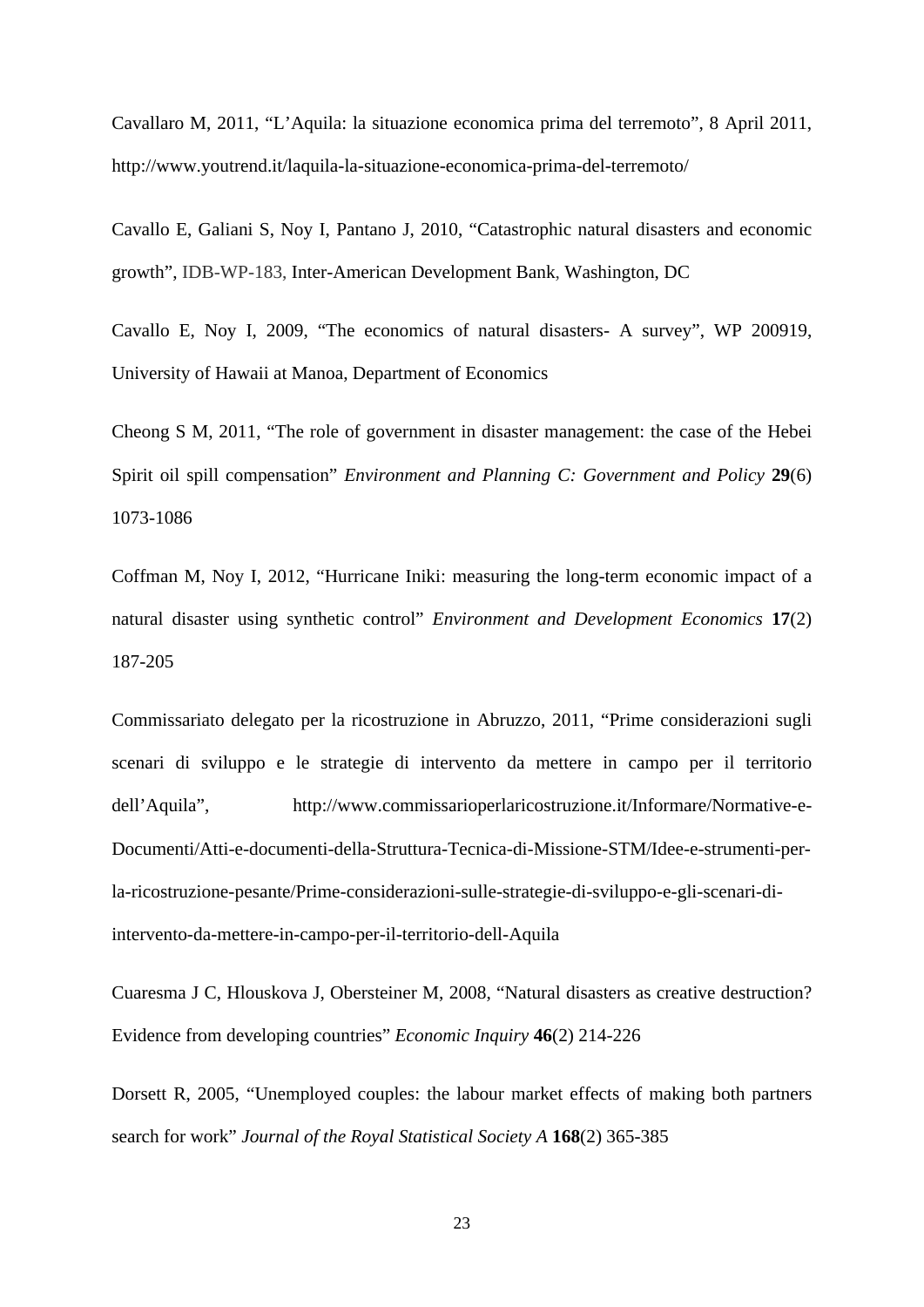Cavallaro M, 2011, “L’Aquila: la situazione economica prima del terremoto”, 8 April 2011, http://www.youtrend.it/laquila-la-situazione-economica-prima-del-terremoto/

Cavallo E, Galiani S, Noy I, Pantano J, 2010, “Catastrophic natural disasters and economic growth”, IDB-WP-183, Inter-American Development Bank, Washington, DC

Cavallo E, Noy I, 2009, “The economics of natural disasters- A survey”, WP 200919, University of Hawaii at Manoa, Department of Economics

Cheong S M, 2011, “The role of government in disaster management: the case of the Hebei Spirit oil spill compensation” *Environment and Planning C: Government and Policy* **29**(6) 1073-1086

Coffman M, Noy I, 2012, “Hurricane Iniki: measuring the long-term economic impact of a natural disaster using synthetic control” *Environment and Development Economics* **17**(2) 187-205

Commissariato delegato per la ricostruzione in Abruzzo, 2011, “Prime considerazioni sugli scenari di sviluppo e le strategie di intervento da mettere in campo per il territorio dell’Aquila”, http://www.commissarioperlaricostruzione.it/Informare/Normative-e-Documenti/Atti-e-documenti-della-Struttura-Tecnica-di-Missione-STM/Idee-e-strumenti-per-la-ricostruzione-pesante/Prime-considerazioni-sulle-strategie-di-sviluppo-e-gli-scenari-di-intervento-da-mettere-in-campo-per-il-territorio-dell-Aquila

Cuaresma J C, Hlouskova J, Obersteiner M, 2008, “Natural disasters as creative destruction? Evidence from developing countries” *Economic Inquiry* **46**(2) 214-226

Dorsett R, 2005, “Unemployed couples: the labour market effects of making both partners search for work” *Journal of the Royal Statistical Society A* **168**(2) 365-385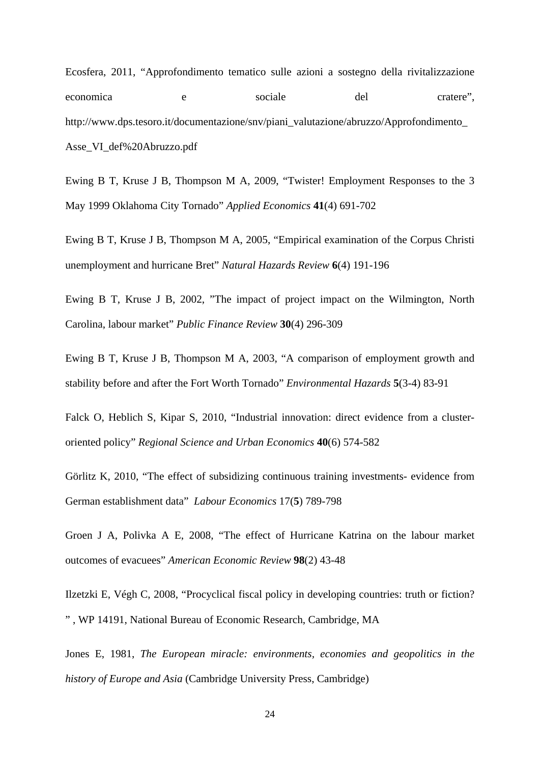Ecosfera, 2011, “Approfondimento tematico sulle azioni a sostegno della rivitalizzazione economica e sociale del cratere”, http://www.dps.tesoro.it/documentazione/snv/piani_valutazione/abruzzo/Approfondimento_Asse_VI_def%20Abruzzo.pdf

Ewing B T, Kruse J B, Thompson M A, 2009, “Twister! Employment Responses to the 3 May 1999 Oklahoma City Tornado” *Applied Economics* **41**(4) 691-702

Ewing B T, Kruse J B, Thompson M A, 2005, “Empirical examination of the Corpus Christi unemployment and hurricane Bret” *Natural Hazards Review* **6**(4) 191-196

Ewing B T, Kruse J B, 2002, ”The impact of project impact on the Wilmington, North Carolina, labour market” *Public Finance Review* **30**(4) 296-309

Ewing B T, Kruse J B, Thompson M A, 2003, “A comparison of employment growth and stability before and after the Fort Worth Tornado” *Environmental Hazards* **5**(3-4) 83-91

Falck O, Heblich S, Kipar S, 2010, “Industrial innovation: direct evidence from a cluster-oriented policy” *Regional Science and Urban Economics* **40**(6) 574-582

Görlitz K, 2010, “The effect of subsidizing continuous training investments- evidence from German establishment data” *Labour Economics* 17(**5**) 789-798

Groen J A, Polivka A E, 2008, “The effect of Hurricane Katrina on the labour market outcomes of evacuees” *American Economic Review* **98**(2) 43-48

Ilzetzki E, Végh C, 2008, “Procyclical fiscal policy in developing countries: truth or fiction? ” , WP 14191, National Bureau of Economic Research, Cambridge, MA

Jones E, 1981, *The European miracle: environments, economies and geopolitics in the history of Europe and Asia* (Cambridge University Press, Cambridge)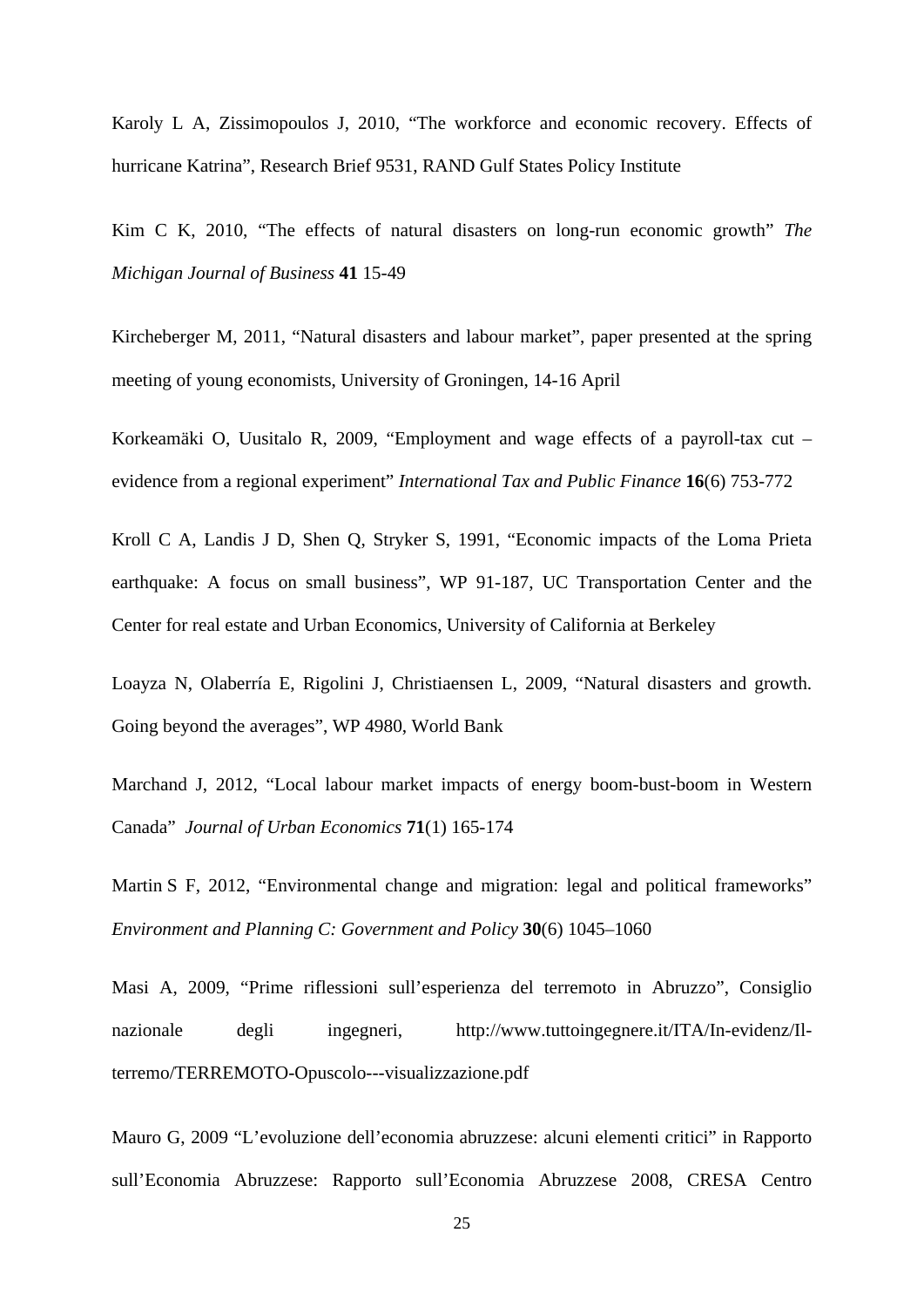Karoly L A, Zissimopoulos J, 2010, "The workforce and economic recovery. Effects of hurricane Katrina", Research Brief 9531, RAND Gulf States Policy Institute

Kim C K, 2010, "The effects of natural disasters on long-run economic growth" *The Michigan Journal of Business* **41** 15-49

Kircheberger M, 2011, "Natural disasters and labour market", paper presented at the spring meeting of young economists, University of Groningen, 14-16 April

Korkeamäki O, Uusitalo R, 2009, "Employment and wage effects of a payroll-tax cut – evidence from a regional experiment" *International Tax and Public Finance* **16**(6) 753-772

Kroll C A, Landis J D, Shen Q, Stryker S, 1991, "Economic impacts of the Loma Prieta earthquake: A focus on small business", WP 91-187, UC Transportation Center and the Center for real estate and Urban Economics, University of California at Berkeley

Loayza N, Olaberría E, Rigolini J, Christiaensen L, 2009, "Natural disasters and growth. Going beyond the averages", WP 4980, World Bank

Marchand J, 2012, "Local labour market impacts of energy boom-bust-boom in Western Canada" *Journal of Urban Economics* **71**(1) 165-174

Martin S F, 2012, "Environmental change and migration: legal and political frameworks" *Environment and Planning C: Government and Policy* **30**(6) 1045–1060

Masi A, 2009, "Prime riflessioni sull'esperienza del terremoto in Abruzzo", Consiglio nazionale degli ingegneri, http://www.tuttoingegnere.it/ITA/In-evidenz/Il-terremo/TERREMOTO-Opuscolo---visualizzazione.pdf

Mauro G, 2009 "L'evoluzione dell'economia abruzzese: alcuni elementi critici" in Rapporto sull'Economia Abruzzese: Rapporto sull'Economia Abruzzese 2008, CRESA Centro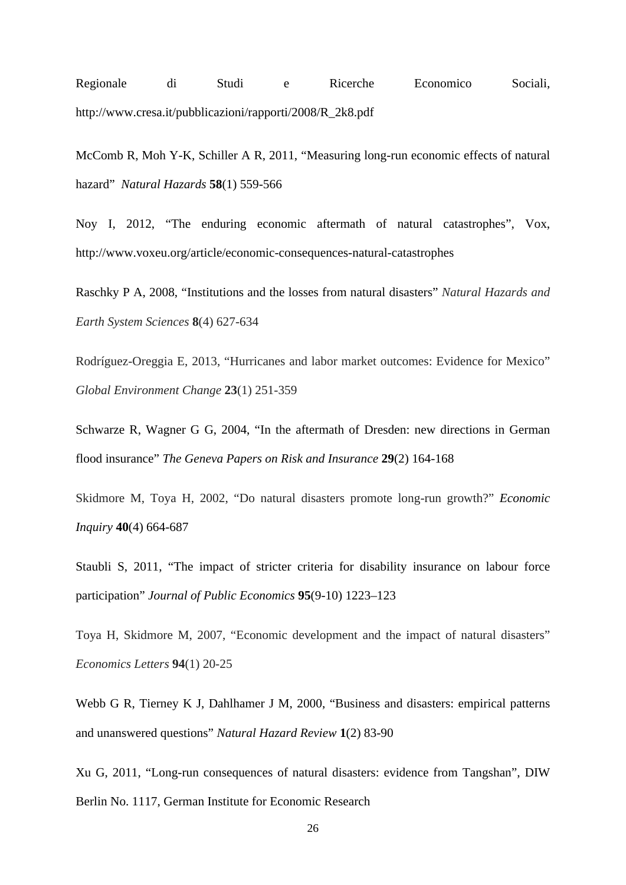Regionale di Studi e Ricerche Economico Sociali, http://www.cresa.it/pubblicazioni/rapporti/2008/R_2k8.pdf

McComb R, Moh Y-K, Schiller A R, 2011, "Measuring long-run economic effects of natural hazard" *Natural Hazards* **58**(1) 559-566

Noy I, 2012, "The enduring economic aftermath of natural catastrophes", Vox, http://www.voxeu.org/article/economic-consequences-natural-catastrophes

Raschky P A, 2008, "Institutions and the losses from natural disasters" *Natural Hazards and Earth System Sciences* **8**(4) 627-634

Rodríguez-Oreggia E, 2013, "Hurricanes and labor market outcomes: Evidence for Mexico" *Global Environment Change* **23**(1) 251-359

Schwarze R, Wagner G G, 2004, "In the aftermath of Dresden: new directions in German flood insurance" *The Geneva Papers on Risk and Insurance* **29**(2) 164-168

Skidmore M, Toya H, 2002, "Do natural disasters promote long-run growth?" *Economic Inquiry* **40**(4) 664-687

Staubli S, 2011, "The impact of stricter criteria for disability insurance on labour force participation" *Journal of Public Economics* **95**(9-10) 1223–123

Toya H, Skidmore M, 2007, "Economic development and the impact of natural disasters" *Economics Letters* **94**(1) 20-25

Webb G R, Tierney K J, Dahlhamer J M, 2000, "Business and disasters: empirical patterns and unanswered questions" *Natural Hazard Review* **1**(2) 83-90

Xu G, 2011, "Long-run consequences of natural disasters: evidence from Tangshan", DIW Berlin No. 1117, German Institute for Economic Research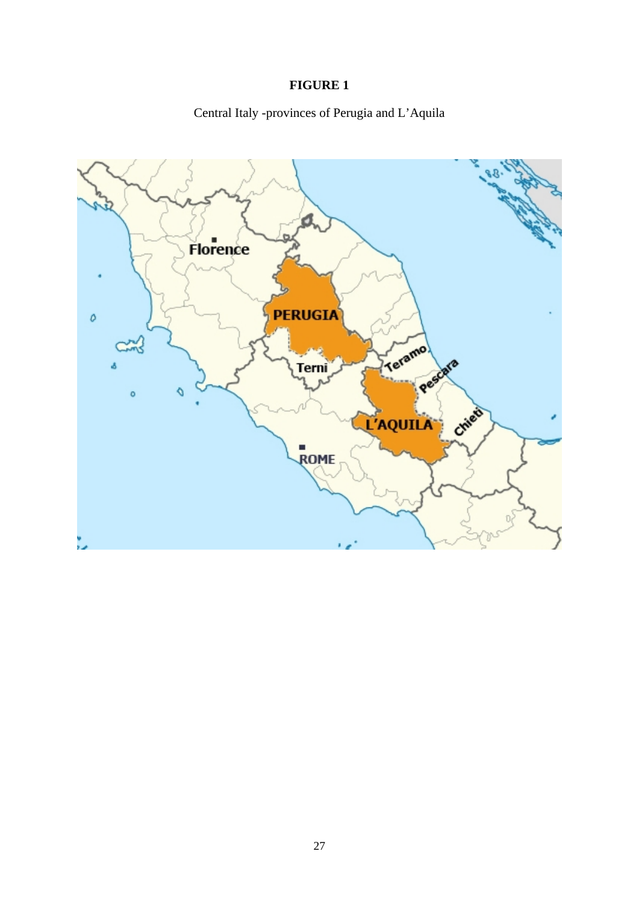**FIGURE 1**

Central Italy -provinces of Perugia and L'Aquila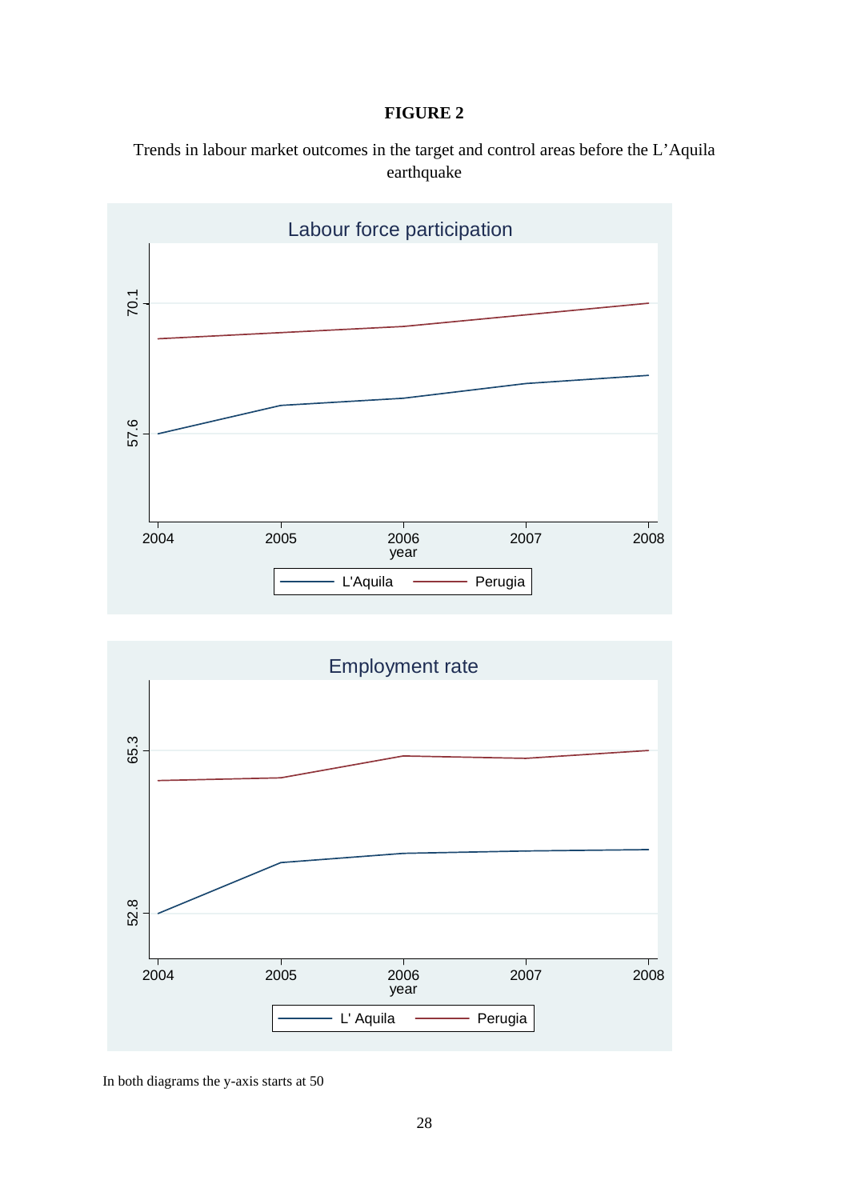**FIGURE 2**

Trends in labour market outcomes in the target and control areas before the L'Aquila earthquake

In both diagrams the y-axis starts at 50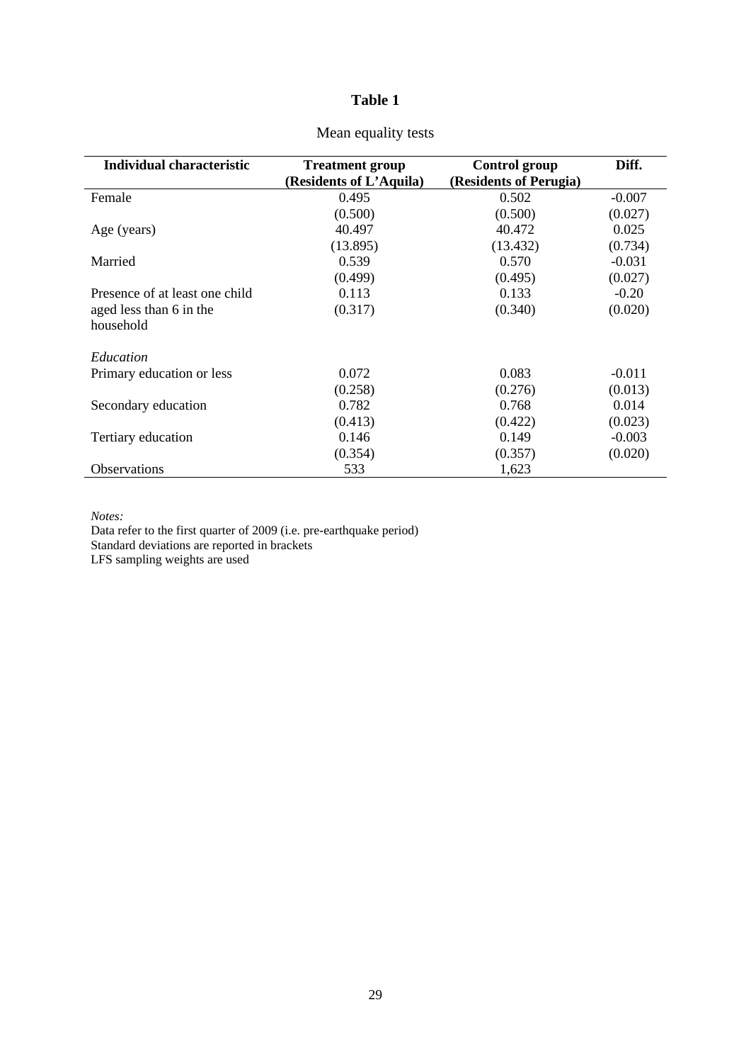# Table 1

Mean equality tests

| Individual characteristic | Treatment group (Residents of L'Aquila) | Control group (Residents of Perugia) | Diff. |
|---|---|---|---|
| Female | 0.495 | 0.502 | -0.007 |
| | (0.500) | (0.500) | (0.027) |
| Age (years) | 40.497 | 40.472 | 0.025 |
| | (13.895) | (13.432) | (0.734) |
| Married | 0.539 | 0.570 | -0.031 |
| | (0.499) | (0.495) | (0.027) |
| Presence of at least one child aged less than 6 in the household | 0.113 | 0.133 | -0.20 |
| | (0.317) | (0.340) | (0.020) |
| *Education* | | | |
| Primary education or less | 0.072 | 0.083 | -0.011 |
| | (0.258) | (0.276) | (0.013) |
| Secondary education | 0.782 | 0.768 | 0.014 |
| | (0.413) | (0.422) | (0.023) |
| Tertiary education | 0.146 | 0.149 | -0.003 |
| | (0.354) | (0.357) | (0.020) |
| Observations | 533 | 1,623 | |

*Notes:*
Data refer to the first quarter of 2009 (i.e. pre-earthquake period)
Standard deviations are reported in brackets
LFS sampling weights are used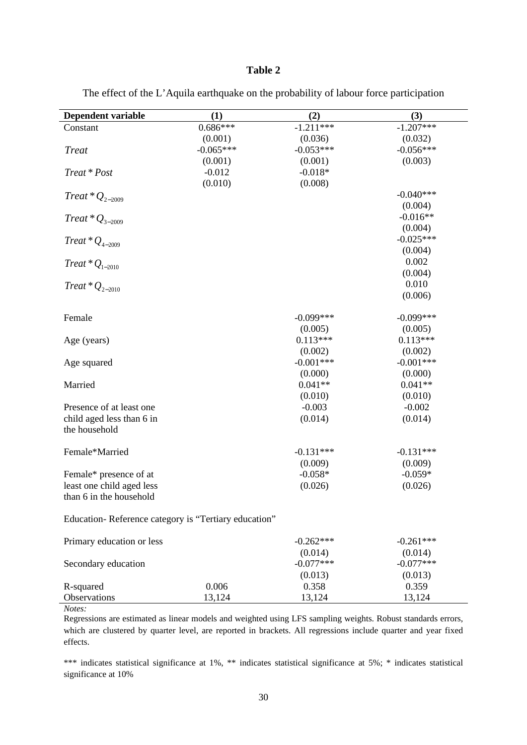**Table 2**

The effect of the L'Aquila earthquake on the probability of labour force participation

| Dependent variable | (1) | (2) | (3) |
|---|---|---|---|
| Constant | 0.686*** | -1.211*** | -1.207*** |
| | (0.001) | (0.036) | (0.032) |
| *Treat* | -0.065*** | -0.053*** | -0.056*** |
| | (0.001) | (0.001) | (0.003) |
| *Treat* * *Post* | -0.012 | -0.018* | |
| | (0.010) | (0.008) | |
| $Treat * Q_{2-2009}$ | | | -0.040*** |
| | | | (0.004) |
| $Treat * Q_{3-2009}$ | | | -0.016** |
| | | | (0.004) |
| $Treat * Q_{4-2009}$ | | | -0.025*** |
| | | | (0.004) |
| $Treat * Q_{1-2010}$ | | | 0.002 |
| | | | (0.004) |
| $Treat * Q_{2-2010}$ | | | 0.010 |
| | | | (0.006) |
| Female | | -0.099*** | -0.099*** |
| | | (0.005) | (0.005) |
| Age (years) | | 0.113*** | 0.113*** |
| | | (0.002) | (0.002) |
| Age squared | | -0.001*** | -0.001*** |
| | | (0.000) | (0.000) |
| Married | | 0.041** | 0.041** |
| | | (0.010) | (0.010) |
| Presence of at least one child aged less than 6 in the household | | -0.003 | -0.002 |
| | | (0.014) | (0.014) |
| Female*Married | | -0.131*** | -0.131*** |
| | | (0.009) | (0.009) |
| Female* presence of at least one child aged less than 6 in the household | | -0.058* | -0.059* |
| | | (0.026) | (0.026) |
| Education- Reference category is "Tertiary education" | | | |
| Primary education or less | | -0.262*** | -0.261*** |
| | | (0.014) | (0.014) |
| Secondary education | | -0.077*** | -0.077*** |
| | | (0.013) | (0.013) |
| R-squared | 0.006 | 0.358 | 0.359 |
| Observations | 13,124 | 13,124 | 13,124 |

*Notes:*

Regressions are estimated as linear models and weighted using LFS sampling weights. Robust standards errors, which are clustered by quarter level, are reported in brackets. All regressions include quarter and year fixed effects.

*** indicates statistical significance at 1%, ** indicates statistical significance at 5%; * indicates statistical significance at 10%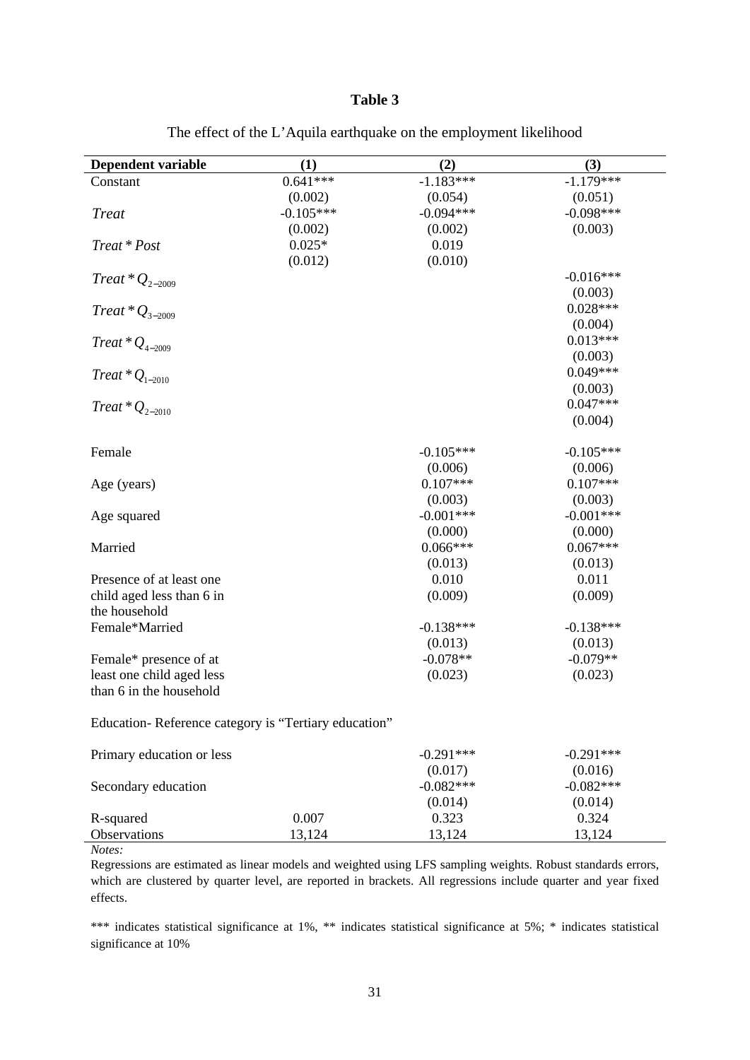**Table 3**

The effect of the L'Aquila earthquake on the employment likelihood

| Dependent variable | (1) | (2) | (3) |
|---|---|---|---|
| Constant | 0.641*** | -1.183*** | -1.179*** |
| | (0.002) | (0.054) | (0.051) |
| $Treat$ | -0.105*** | -0.094*** | -0.098*** |
| | (0.002) | (0.002) | (0.003) |
| $Treat * Post$ | 0.025* | 0.019 | |
| | (0.012) | (0.010) | |
| $Treat * Q_{2-2009}$ | | | -0.016*** |
| | | | (0.003) |
| $Treat * Q_{3-2009}$ | | | 0.028*** |
| | | | (0.004) |
| $Treat * Q_{4-2009}$ | | | 0.013*** |
| | | | (0.003) |
| $Treat * Q_{1-2010}$ | | | 0.049*** |
| | | | (0.003) |
| $Treat * Q_{2-2010}$ | | | 0.047*** |
| | | | (0.004) |
| Female | | -0.105*** | -0.105*** |
| | | (0.006) | (0.006) |
| Age (years) | | 0.107*** | 0.107*** |
| | | (0.003) | (0.003) |
| Age squared | | -0.001*** | -0.001*** |
| | | (0.000) | (0.000) |
| Married | | 0.066*** | 0.067*** |
| | | (0.013) | (0.013) |
| Presence of at least one child aged less than 6 in the household | | 0.010 | 0.011 |
| | | (0.009) | (0.009) |
| Female*Married | | -0.138*** | -0.138*** |
| | | (0.013) | (0.013) |
| Female* presence of at least one child aged less than 6 in the household | | -0.078** | -0.079** |
| | | (0.023) | (0.023) |
| Education- Reference category is "Tertiary education" | | | |
| Primary education or less | | -0.291*** | -0.291*** |
| | | (0.017) | (0.016) |
| Secondary education | | -0.082*** | -0.082*** |
| | | (0.014) | (0.014) |
| R-squared | 0.007 | 0.323 | 0.324 |
| Observations | 13,124 | 13,124 | 13,124 |

*Notes:*

Regressions are estimated as linear models and weighted using LFS sampling weights. Robust standards errors, which are clustered by quarter level, are reported in brackets. All regressions include quarter and year fixed effects.

*** indicates statistical significance at 1%, ** indicates statistical significance at 5%; * indicates statistical significance at 10%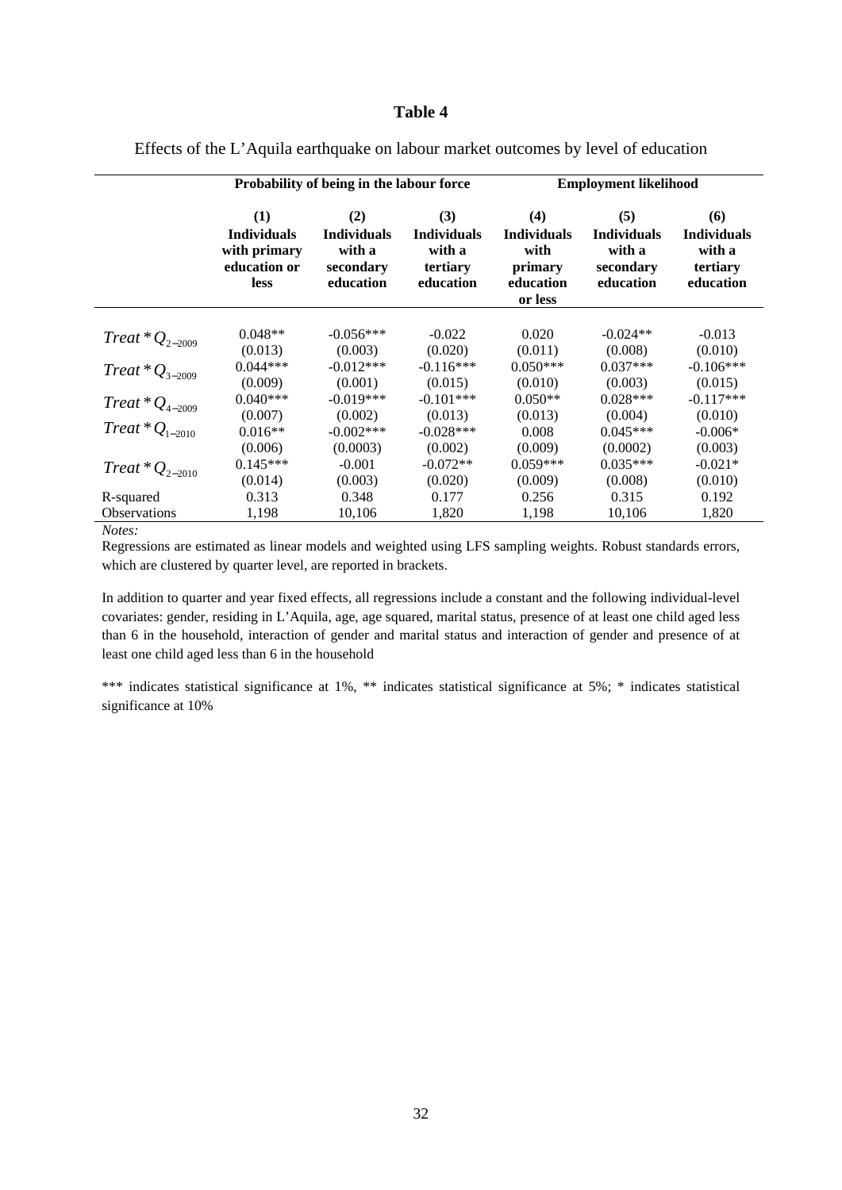**Table 4**

Effects of the L'Aquila earthquake on labour market outcomes by level of education

| | **Probability of being in the labour force** | | | **Employment likelihood** | | |
|---|---|---|---|---|---|---|
| | **(1) Individuals with primary education or less** | **(2) Individuals with a secondary education** | **(3) Individuals with a tertiary education** | **(4) Individuals with primary education or less** | **(5) Individuals with a secondary education** | **(6) Individuals with a tertiary education** |
| $Treat * Q_{2-2009}$ | 0.048** | -0.056*** | -0.022 | 0.020 | -0.024** | -0.013 |
| | (0.013) | (0.003) | (0.020) | (0.011) | (0.008) | (0.010) |
| $Treat * Q_{3-2009}$ | 0.044*** | -0.012*** | -0.116*** | 0.050*** | 0.037*** | -0.106*** |
| | (0.009) | (0.001) | (0.015) | (0.010) | (0.003) | (0.015) |
| $Treat * Q_{4-2009}$ | 0.040*** | -0.019*** | -0.101*** | 0.050** | 0.028*** | -0.117*** |
| | (0.007) | (0.002) | (0.013) | (0.013) | (0.004) | (0.010) |
| $Treat * Q_{1-2010}$ | 0.016** | -0.002*** | -0.028*** | 0.008 | 0.045*** | -0.006* |
| | (0.006) | (0.0003) | (0.002) | (0.009) | (0.0002) | (0.003) |
| $Treat * Q_{2-2010}$ | 0.145*** | -0.001 | -0.072** | 0.059*** | 0.035*** | -0.021* |
| | (0.014) | (0.003) | (0.020) | (0.009) | (0.008) | (0.010) |
| R-squared | 0.313 | 0.348 | 0.177 | 0.256 | 0.315 | 0.192 |
| Observations | 1,198 | 10,106 | 1,820 | 1,198 | 10,106 | 1,820 |

*Notes:*

Regressions are estimated as linear models and weighted using LFS sampling weights. Robust standards errors, which are clustered by quarter level, are reported in brackets.

In addition to quarter and year fixed effects, all regressions include a constant and the following individual-level covariates: gender, residing in L'Aquila, age, age squared, marital status, presence of at least one child aged less than 6 in the household, interaction of gender and marital status and interaction of gender and presence of at least one child aged less than 6 in the household

*** indicates statistical significance at 1%, ** indicates statistical significance at 5%; * indicates statistical significance at 10%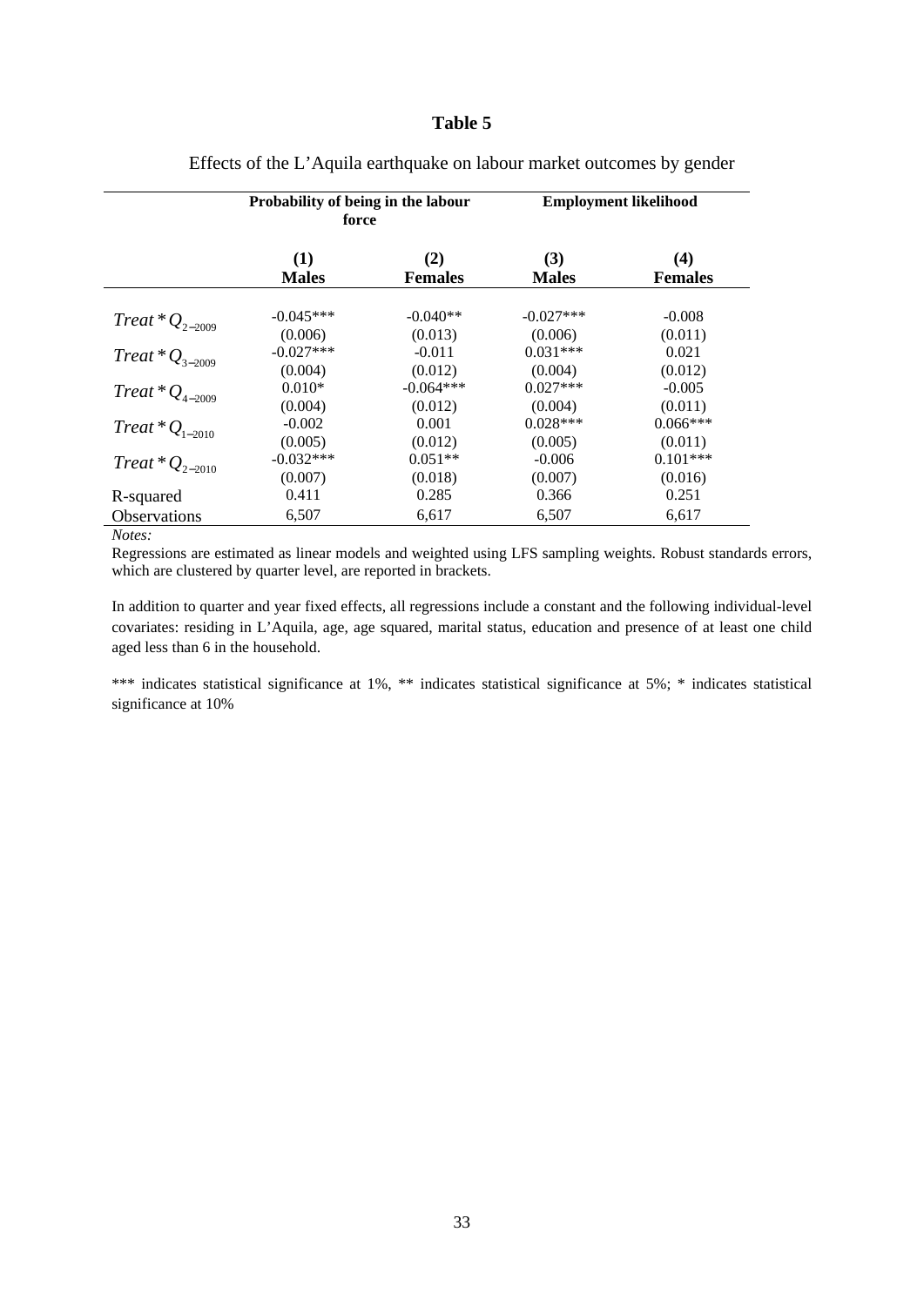**Table 5**

Effects of the L'Aquila earthquake on labour market outcomes by gender

| | **Probability of being in the labour force** | | **Employment likelihood** | |
|---|---|---|---|---|
| | **(1)** **Males** | **(2)** **Females** | **(3)** **Males** | **(4)** **Females** |
| $Treat * Q_{2-2009}$ | -0.045*** | -0.040** | -0.027*** | -0.008 |
| | (0.006) | (0.013) | (0.006) | (0.011) |
| $Treat * Q_{3-2009}$ | -0.027*** | -0.011 | 0.031*** | 0.021 |
| | (0.004) | (0.012) | (0.004) | (0.012) |
| $Treat * Q_{4-2009}$ | 0.010* | -0.064*** | 0.027*** | -0.005 |
| | (0.004) | (0.012) | (0.004) | (0.011) |
| $Treat * Q_{1-2010}$ | -0.002 | 0.001 | 0.028*** | 0.066*** |
| | (0.005) | (0.012) | (0.005) | (0.011) |
| $Treat * Q_{2-2010}$ | -0.032*** | 0.051** | -0.006 | 0.101*** |
| | (0.007) | (0.018) | (0.007) | (0.016) |
| R-squared | 0.411 | 0.285 | 0.366 | 0.251 |
| Observations | 6,507 | 6,617 | 6,507 | 6,617 |

*Notes:*

Regressions are estimated as linear models and weighted using LFS sampling weights. Robust standards errors, which are clustered by quarter level, are reported in brackets.

In addition to quarter and year fixed effects, all regressions include a constant and the following individual-level covariates: residing in L'Aquila, age, age squared, marital status, education and presence of at least one child aged less than 6 in the household.

*** indicates statistical significance at 1%, ** indicates statistical significance at 5%; * indicates statistical significance at 10%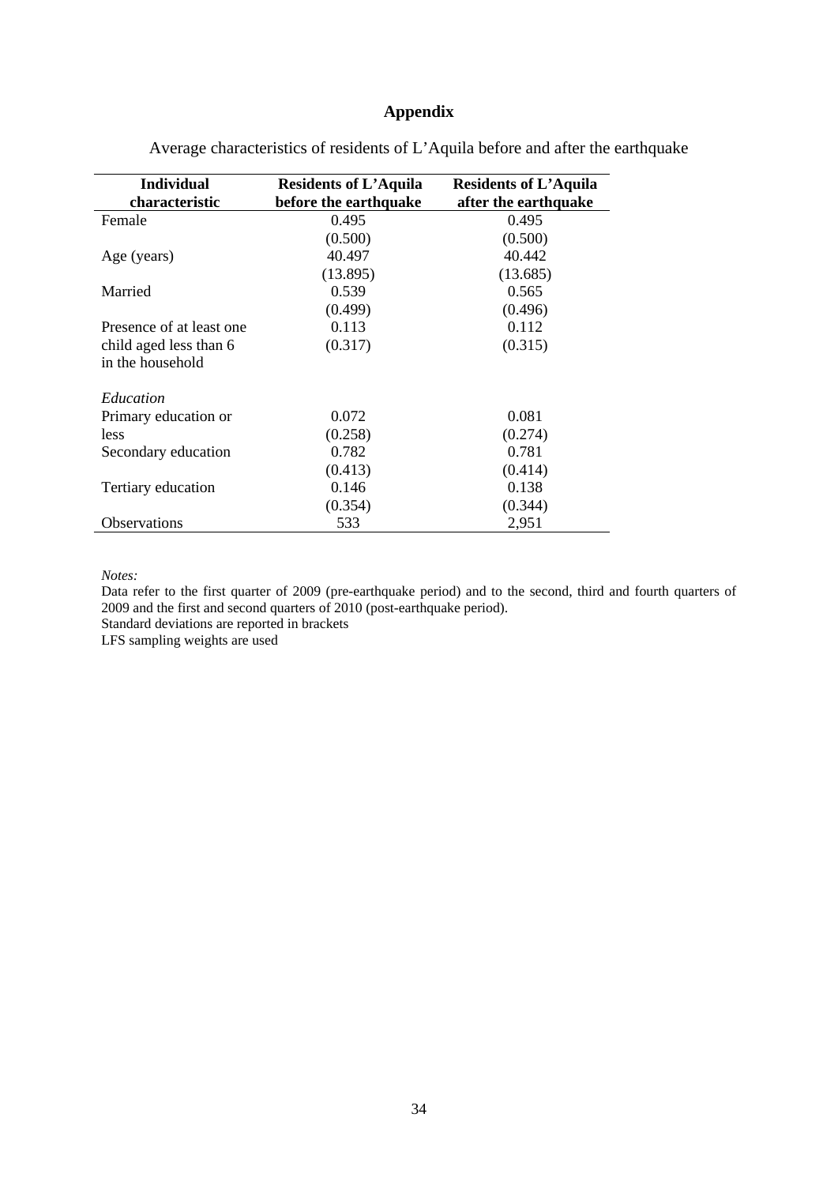# Appendix

Average characteristics of residents of L'Aquila before and after the earthquake

| Individual characteristic | Residents of L'Aquila before the earthquake | Residents of L'Aquila after the earthquake |
|---|---|---|
| Female | 0.495 | 0.495 |
| | (0.500) | (0.500) |
| Age (years) | 40.497 | 40.442 |
| | (13.895) | (13.685) |
| Married | 0.539 | 0.565 |
| | (0.499) | (0.496) |
| Presence of at least one child aged less than 6 in the household | 0.113 | 0.112 |
| | (0.317) | (0.315) |
| *Education* | | |
| Primary education or less | 0.072 | 0.081 |
| | (0.258) | (0.274) |
| Secondary education | 0.782 | 0.781 |
| | (0.413) | (0.414) |
| Tertiary education | 0.146 | 0.138 |
| | (0.354) | (0.344) |
| Observations | 533 | 2,951 |

*Notes:*

Data refer to the first quarter of 2009 (pre-earthquake period) and to the second, third and fourth quarters of 2009 and the first and second quarters of 2010 (post-earthquake period).

Standard deviations are reported in brackets

LFS sampling weights are used